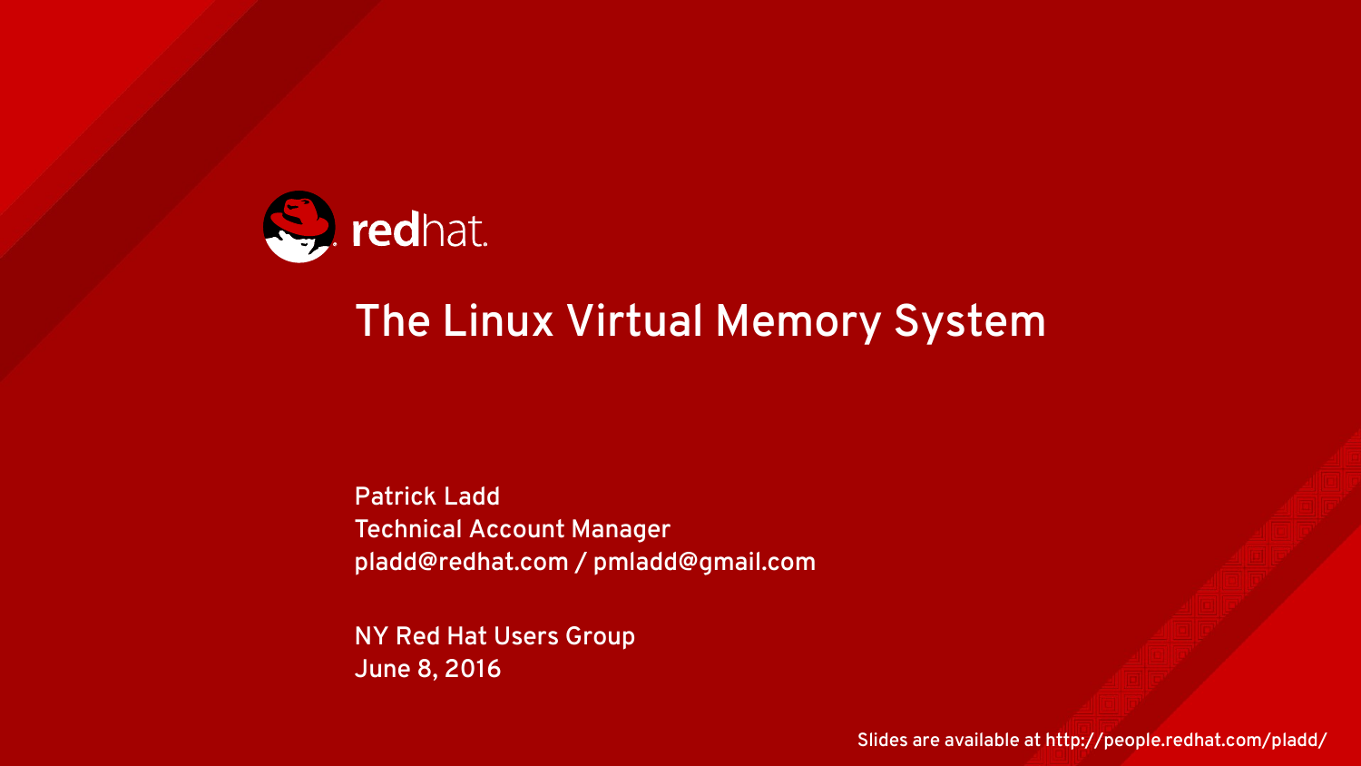redhat.

# The Linux Virtual Memory System

Patrick Ladd
Technical Account Manager
pladd@redhat.com / pmladd@gmail.com

NY Red Hat Users Group
June 8, 2016

Slides are available at http://people.redhat.com/pladd/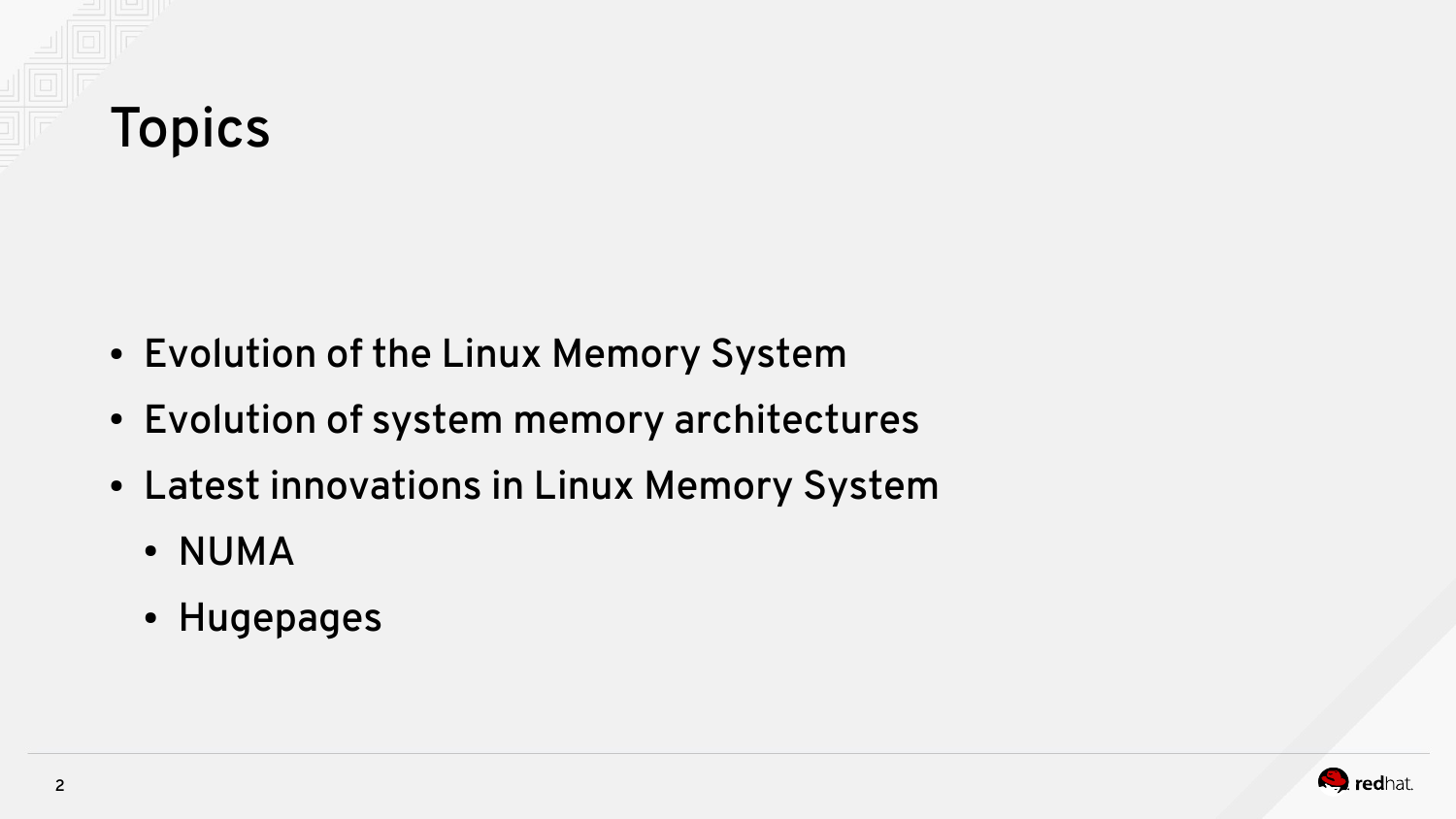# Topics

- Evolution of the Linux Memory System
- Evolution of system memory architectures
- Latest innovations in Linux Memory System
  - NUMA
  - Hugepages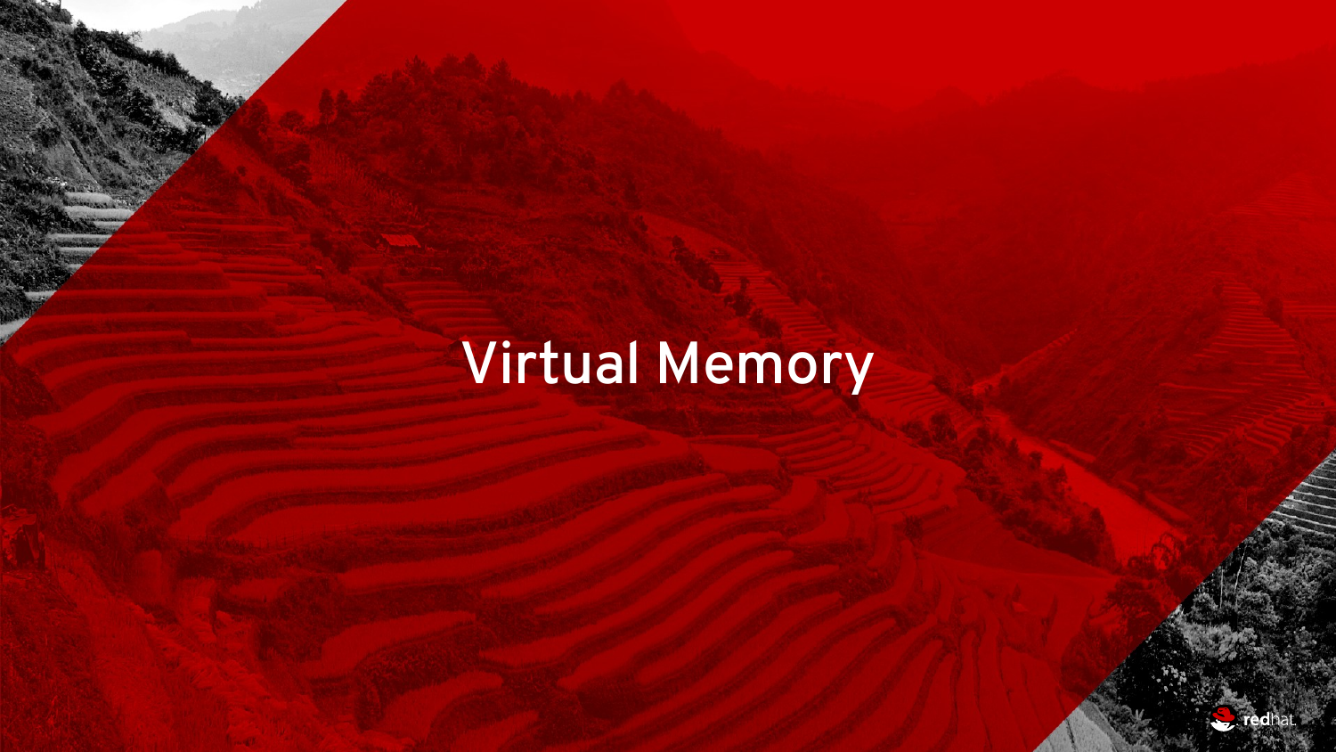# Virtual Memory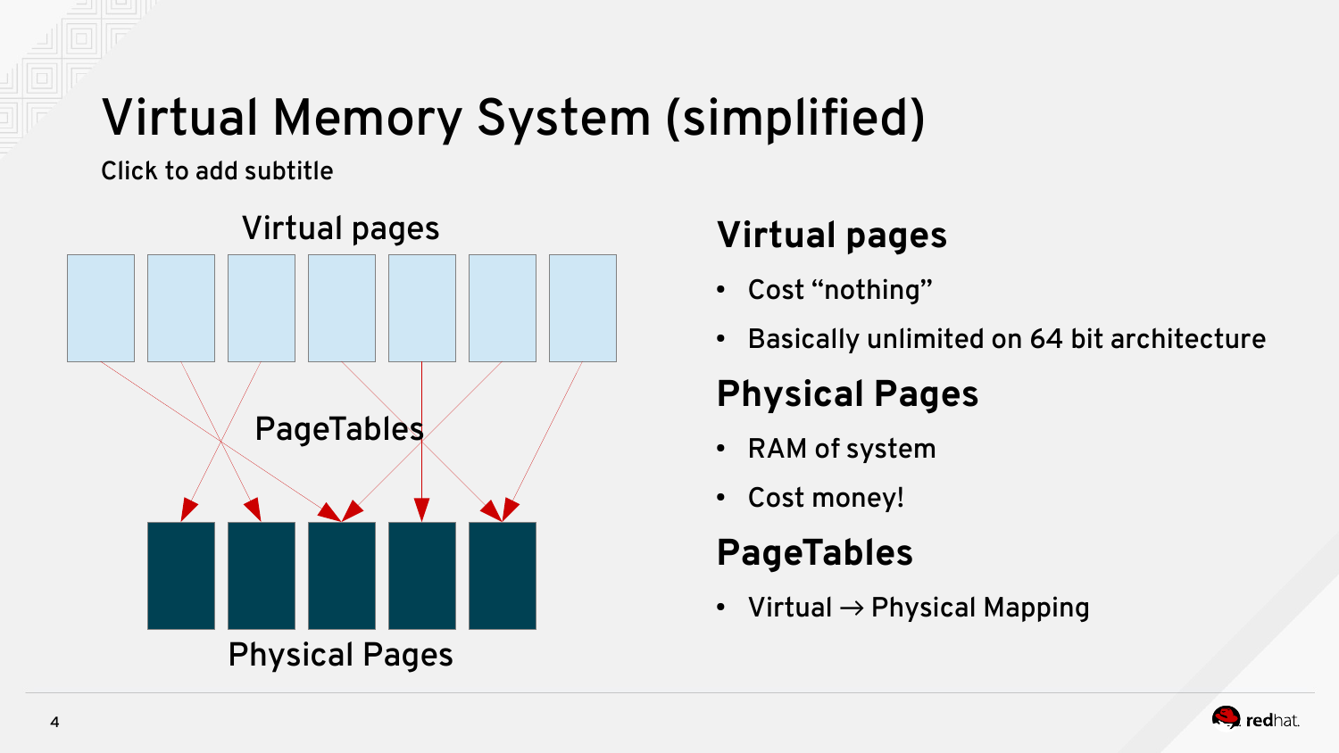# Virtual Memory System (simplified)

Click to add subtitle

Virtual pages

PageTables

Physical Pages

## Virtual pages

- Cost “nothing”
- Basically unlimited on 64 bit architecture

## Physical Pages

- RAM of system
- Cost money!

## PageTables

- Virtual → Physical Mapping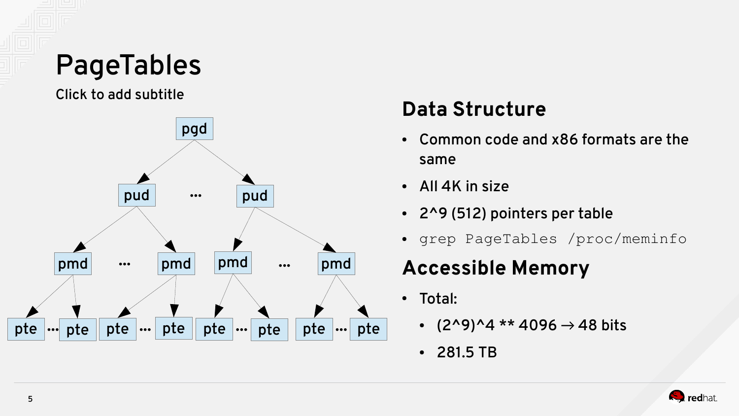# PageTables

Click to add subtitle

pgd

pud ... pud

pmd ... pmd pmd ... pmd

pte ... pte pte ... pte pte ... pte pte ... pte

## Data Structure

- Common code and x86 formats are the same
- All 4K in size
- 2^9 (512) pointers per table
- `grep PageTables /proc/meminfo`

## Accessible Memory

- Total:
  - (2^9)^4 ** 4096 → 48 bits
  - 281.5 TB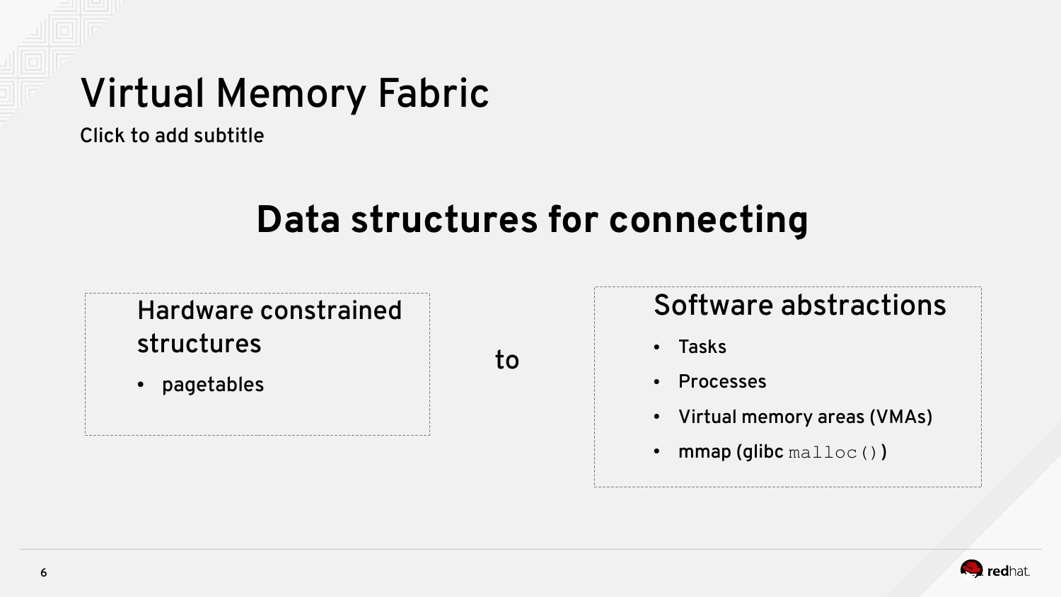# Virtual Memory Fabric

Click to add subtitle

## Data structures for connecting

### Hardware constrained structures

- pagetables

to

### Software abstractions

- Tasks
- Processes
- Virtual memory areas (VMAs)
- mmap (glibc `malloc()`)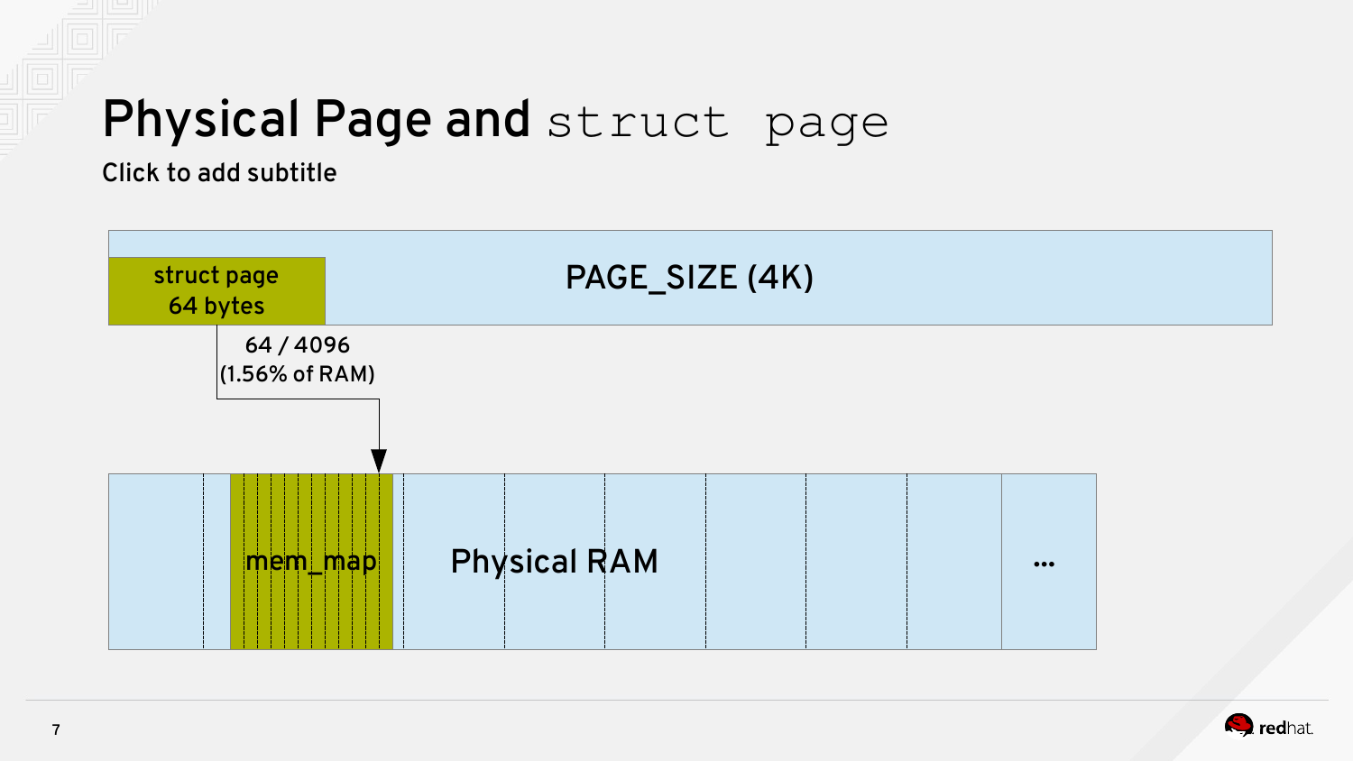# Physical Page and `struct page`

Click to add subtitle

struct page
64 bytes

PAGE_SIZE (4K)

64 / 4096
(1.56% of RAM)

mem_map

Physical RAM

...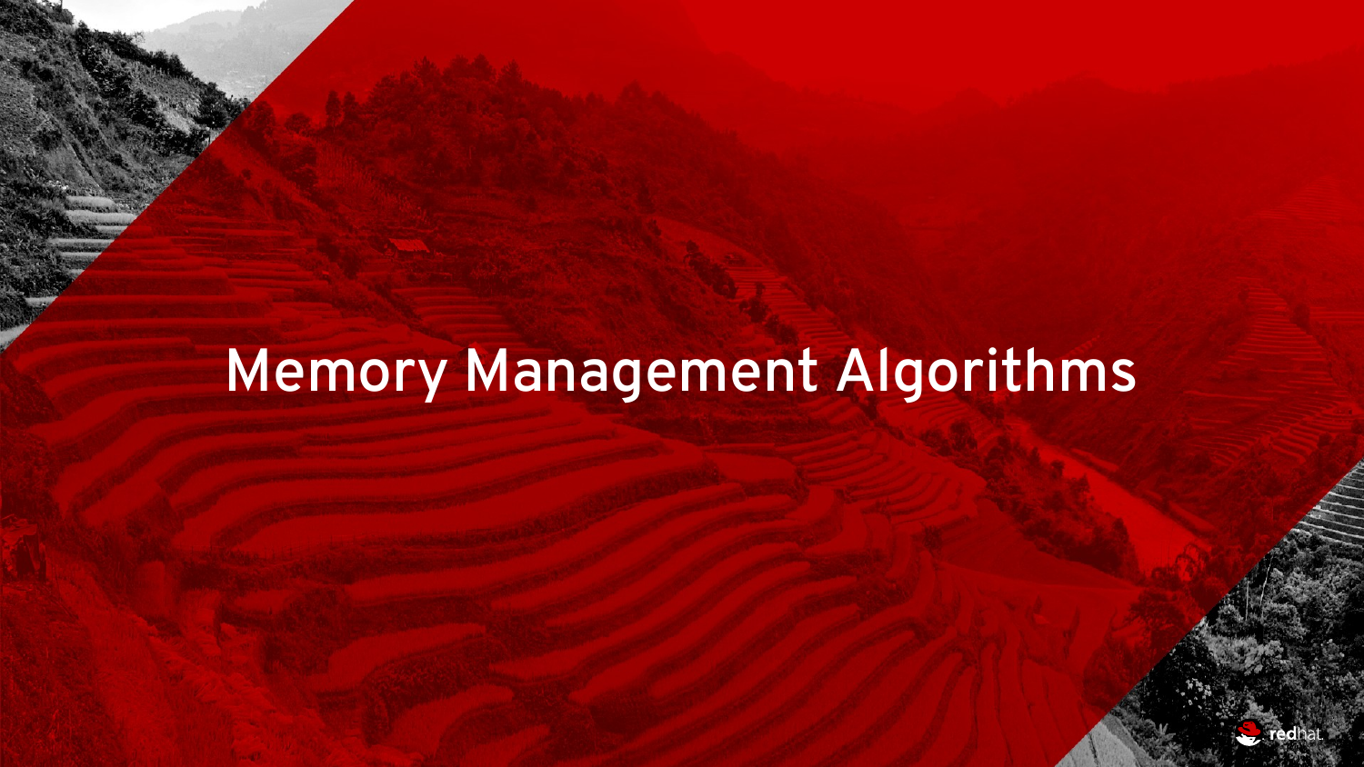# Memory Management Algorithms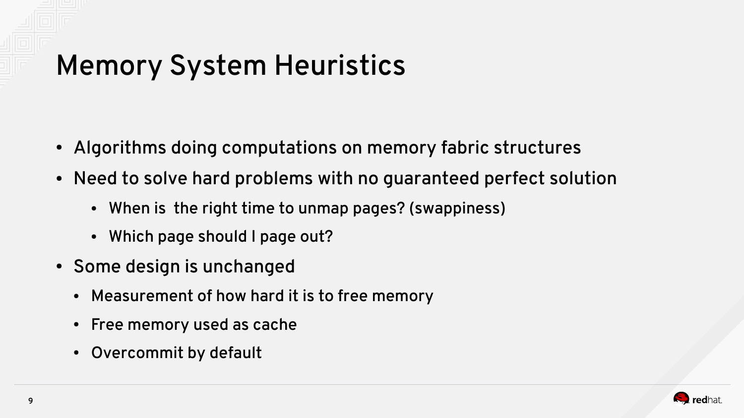# Memory System Heuristics

- Algorithms doing computations on memory fabric structures
- Need to solve hard problems with no guaranteed perfect solution
  - When is  the right time to unmap pages? (swappiness)
  - Which page should I page out?
- Some design is unchanged
  - Measurement of how hard it is to free memory
  - Free memory used as cache
  - Overcommit by default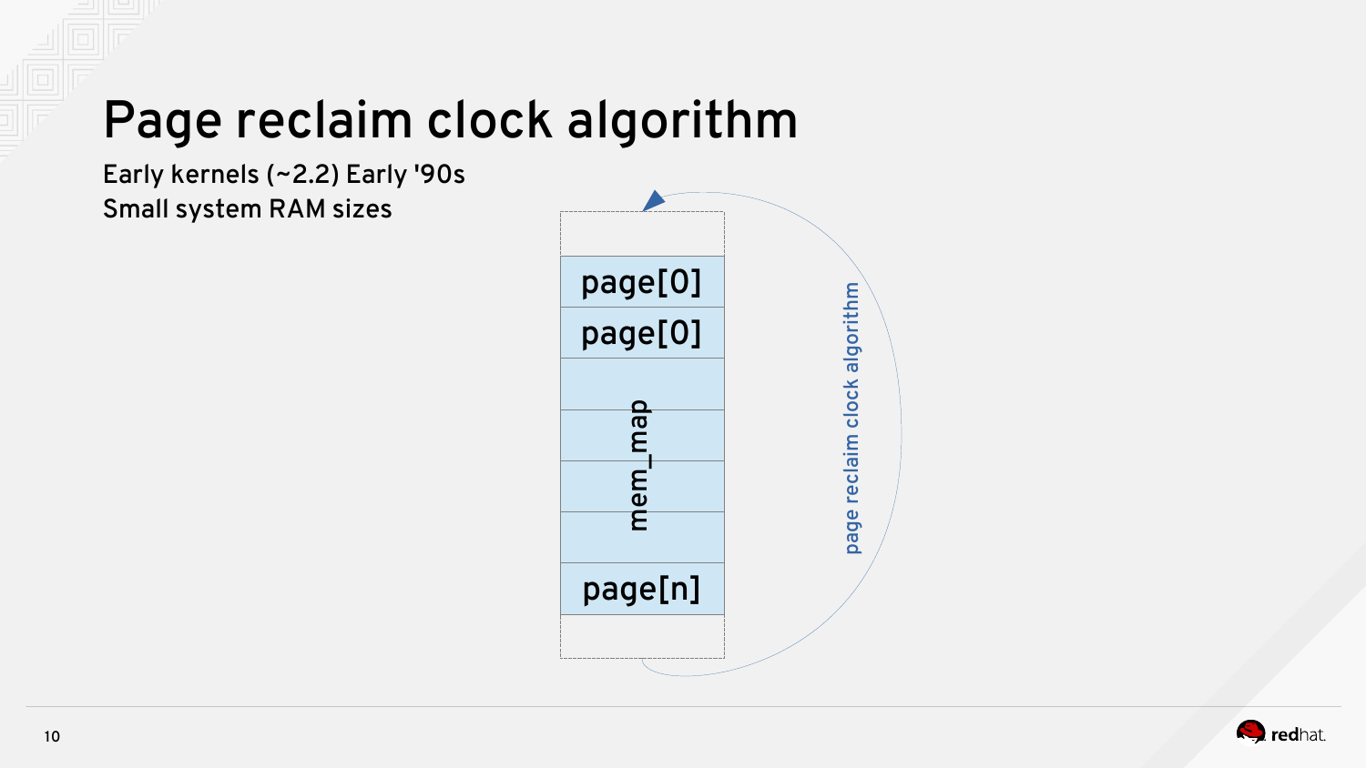# Page reclaim clock algorithm

Early kernels (~2.2) Early '90s

Small system RAM sizes

page[0]

page[0]

mem_map

page[n]

page reclaim clock algorithm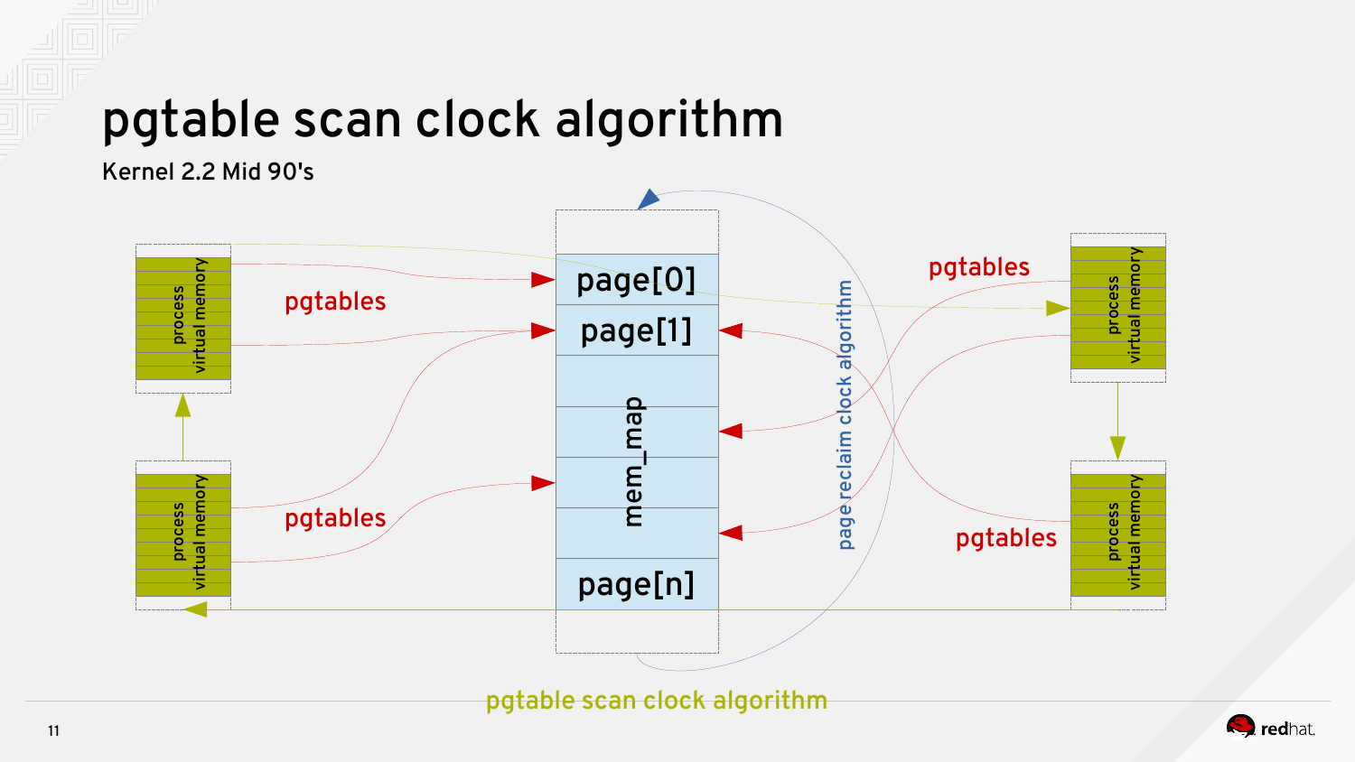# pgtable scan clock algorithm

Kernel 2.2 Mid 90's

process virtual memory

process virtual memory

pgtables

pgtables

page[0]

page[1]

mem_map

page[n]

page reclaim clock algorithm

pgtables

pgtables

process virtual memory

process virtual memory

pgtable scan clock algorithm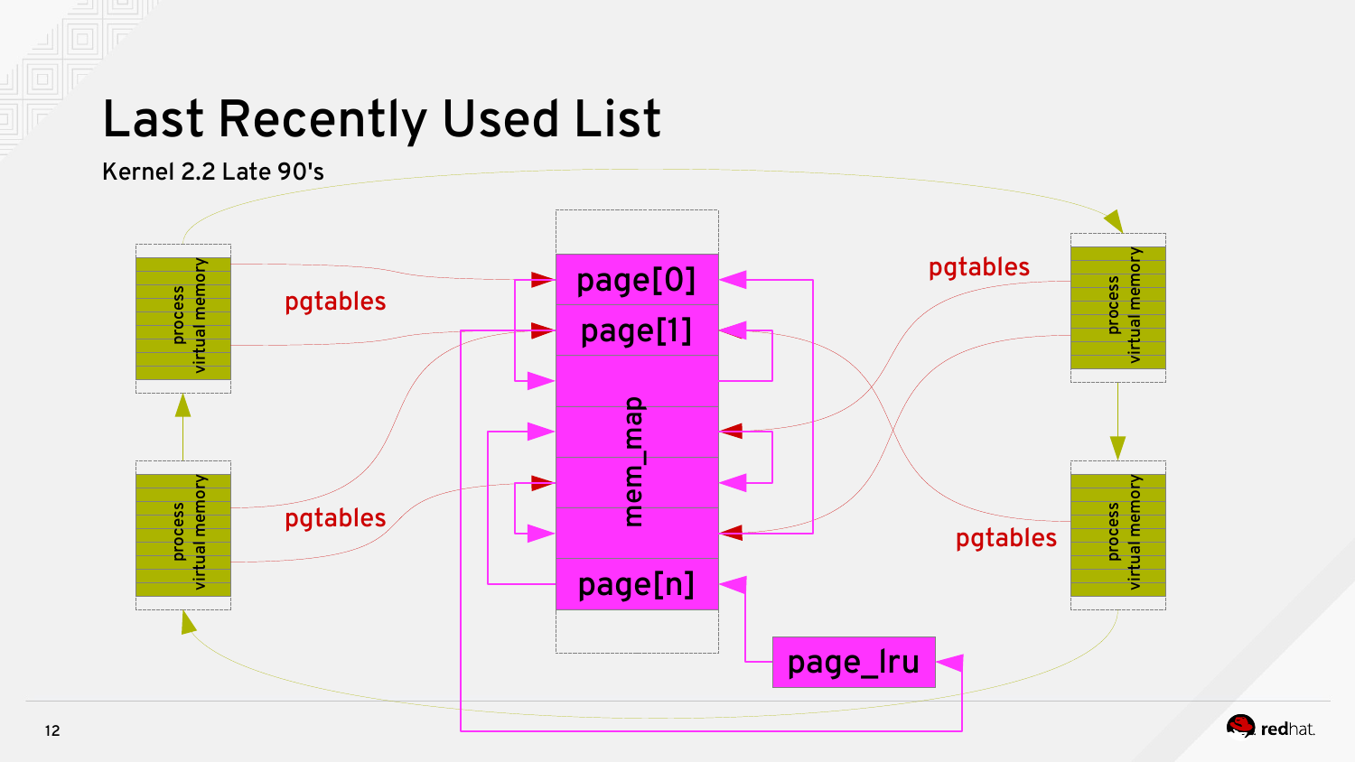# Last Recently Used List

Kernel 2.2 Late 90's

process virtual memory

process virtual memory

process virtual memory

process virtual memory

pgtables

pgtables

pgtables

pgtables

page[0]

page[1]

mem_map

page[n]

page_lru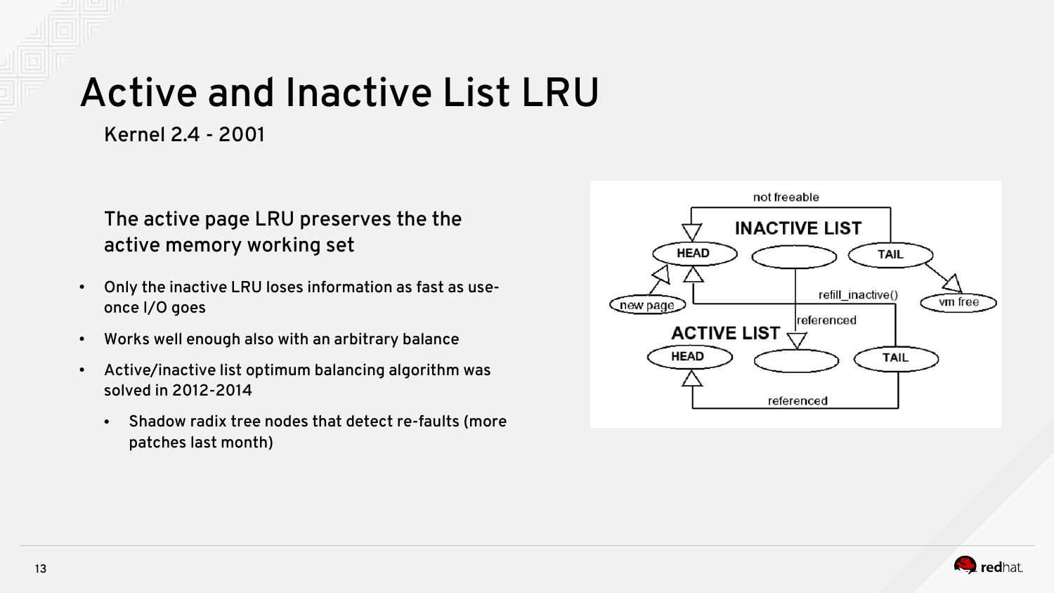# Active and Inactive List LRU

Kernel 2.4 - 2001

The active page LRU preserves the the active memory working set

- Only the inactive LRU loses information as fast as use-once I/O goes
- Works well enough also with an arbitrary balance
- Active/inactive list optimum balancing algorithm was solved in 2012-2014
  - Shadow radix tree nodes that detect re-faults (more patches last month)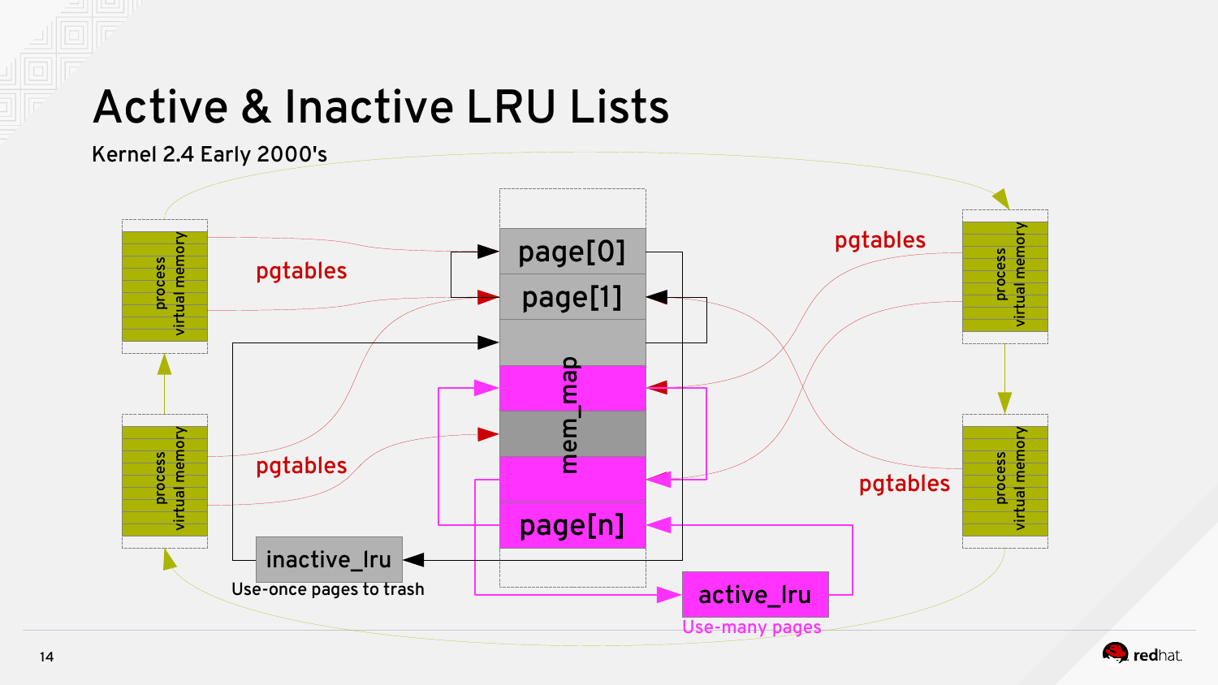# Active & Inactive LRU Lists

Kernel 2.4 Early 2000's

process virtual memory

pgtables

page[0]

page[1]

mem_map

page[n]

pgtables

process virtual memory

pgtables

process virtual memory

pgtables

process virtual memory

inactive_lru

Use-once pages to trash

active_lru

Use-many pages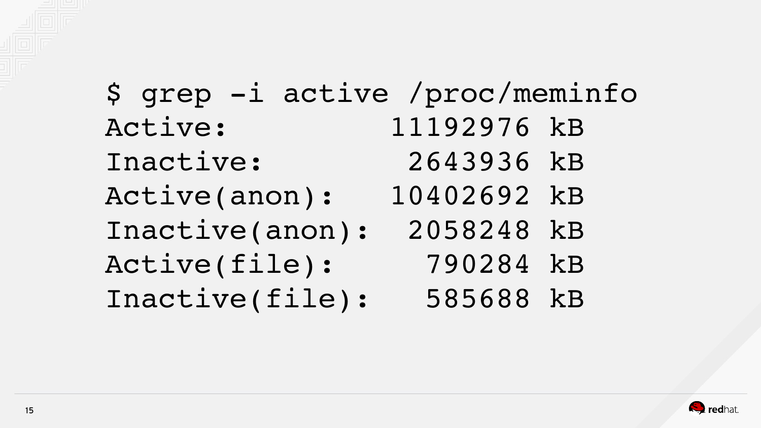```
$ grep -i active /proc/meminfo
Active:          11192976 kB
Inactive:         2643936 kB
Active(anon):    10402692 kB
Inactive(anon):   2058248 kB
Active(file):      790284 kB
Inactive(file):    585688 kB
```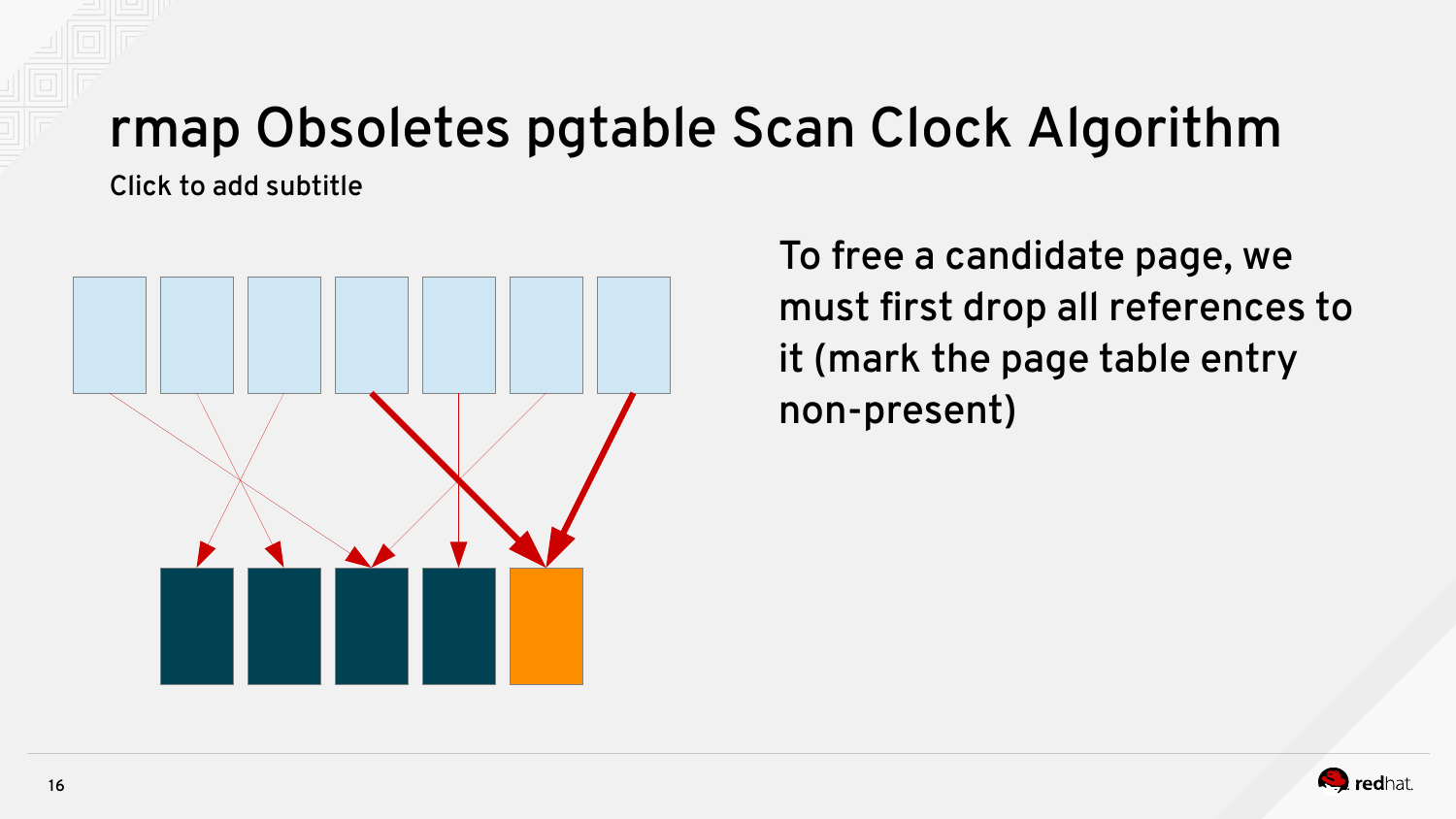# rmap Obsoletes pgtable Scan Clock Algorithm

Click to add subtitle

To free a candidate page, we must first drop all references to it (mark the page table entry non-present)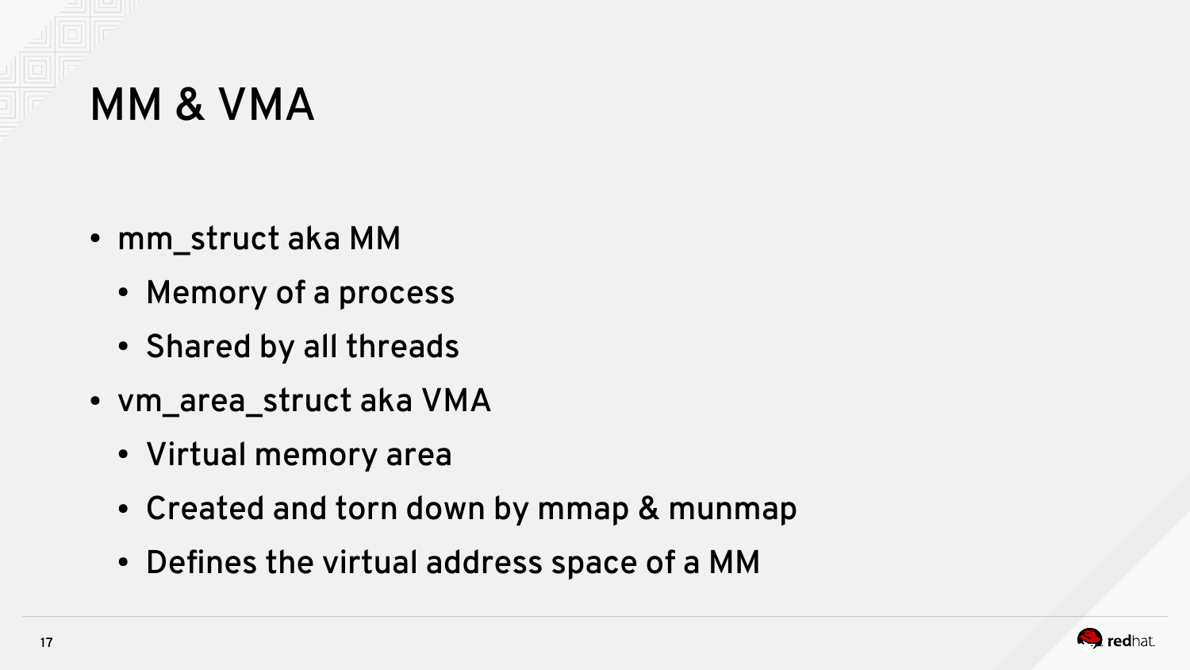# MM & VMA

- mm_struct aka MM
  - Memory of a process
  - Shared by all threads
- vm_area_struct aka VMA
  - Virtual memory area
  - Created and torn down by mmap & munmap
  - Defines the virtual address space of a MM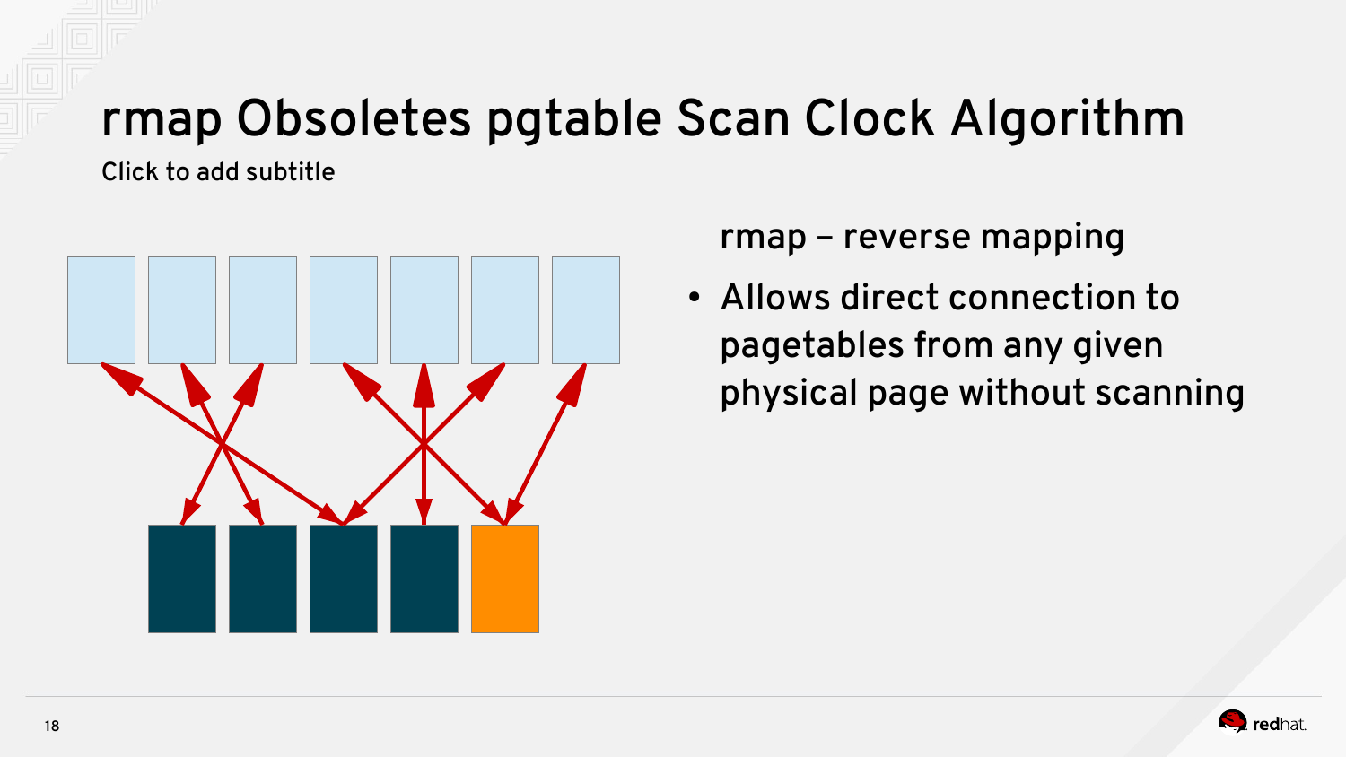# rmap Obsoletes pgtable Scan Clock Algorithm

Click to add subtitle

rmap – reverse mapping

- Allows direct connection to pagetables from any given physical page without scanning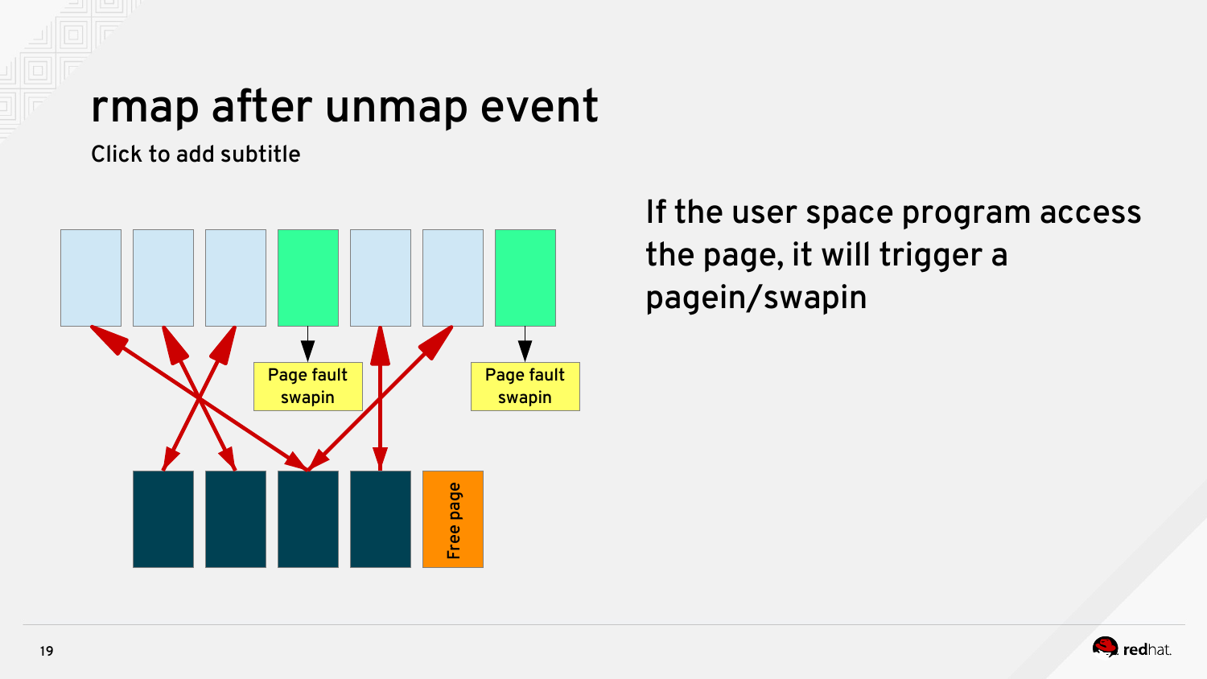# rmap after unmap event

Click to add subtitle

Page fault swapin

Page fault swapin

Free page

If the user space program access the page, it will trigger a pagein/swapin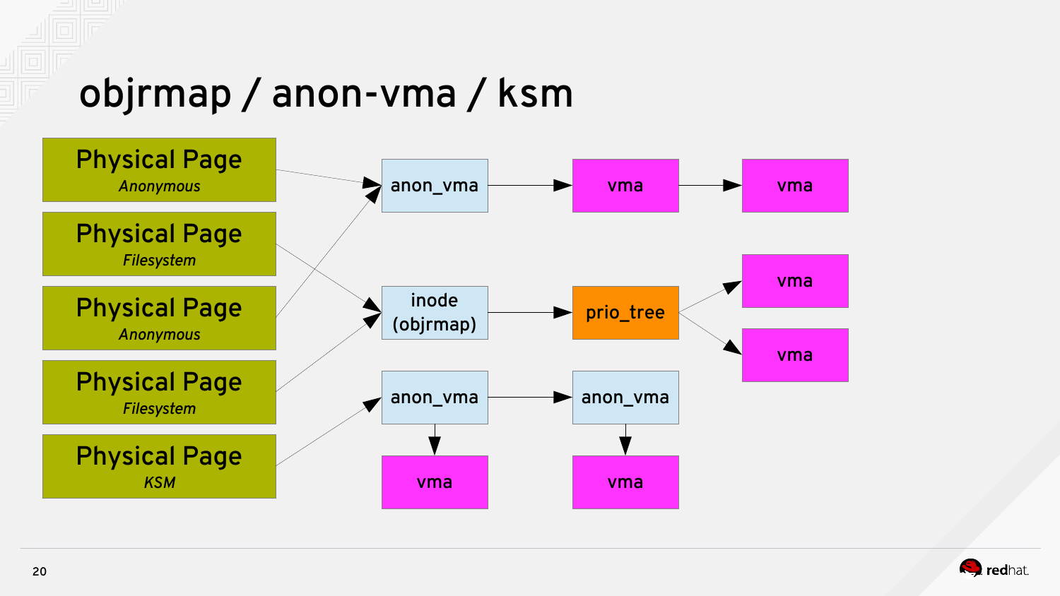# objrmap / anon-vma / ksm

Physical Page *Anonymous*

Physical Page *Filesystem*

Physical Page *Anonymous*

Physical Page *Filesystem*

Physical Page *KSM*

anon_vma → vma → vma

inode (objrmap) → prio_tree → vma, vma

anon_vma → anon_vma

vma &nbsp;&nbsp;&nbsp; vma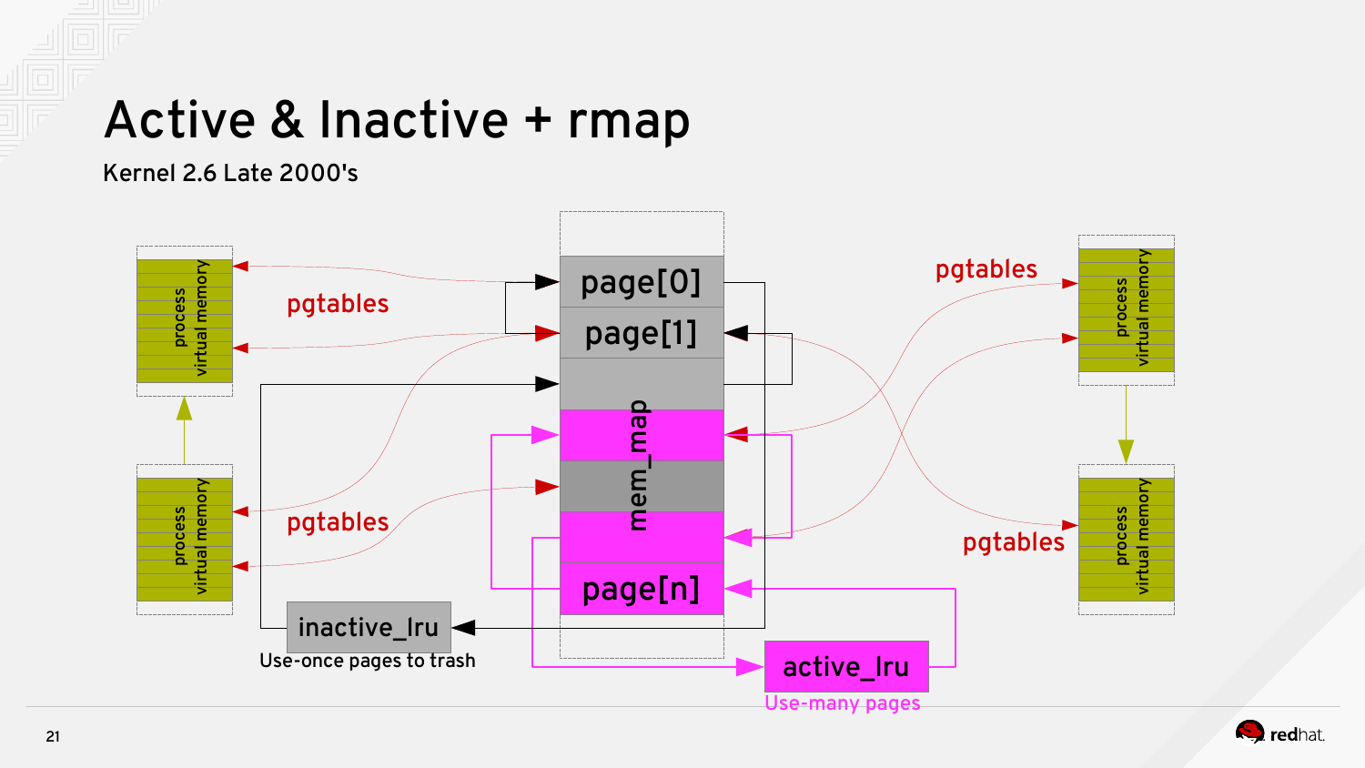# Active & Inactive + rmap

Kernel 2.6 Late 2000's

process virtual memory

process virtual memory

pgtables

pgtables

page[0]

page[1]

mem_map

page[n]

pgtables

pgtables

process virtual memory

process virtual memory

inactive_lru

Use-once pages to trash

active_lru

Use-many pages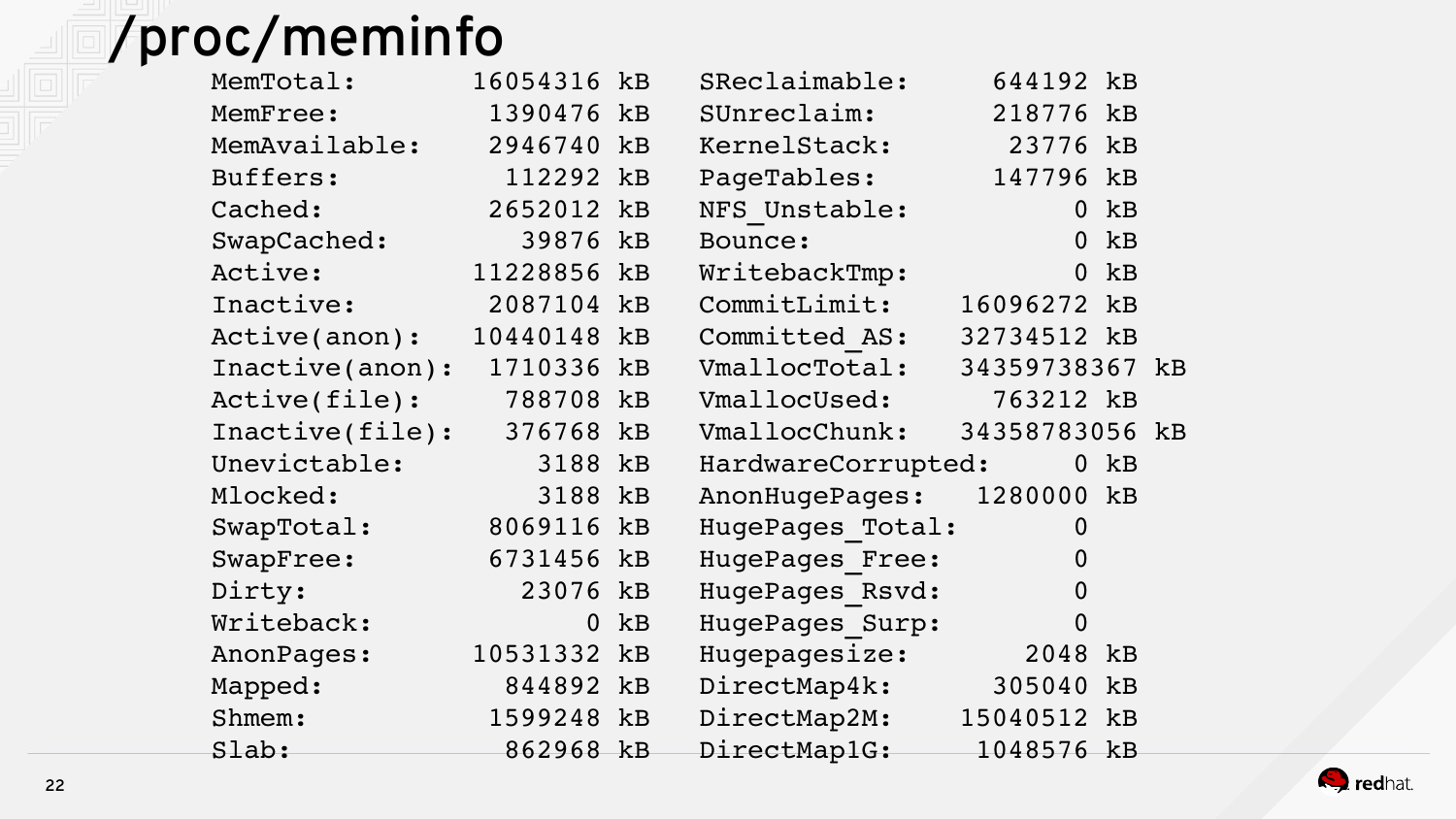# /proc/meminfo

```
MemTotal:        16054316 kB    SReclaimable:      644192 kB
MemFree:          1390476 kB    SUnreclaim:        218776 kB
MemAvailable:     2946740 kB    KernelStack:        23776 kB
Buffers:           112292 kB    PageTables:        147796 kB
Cached:           2652012 kB    NFS_Unstable:           0 kB
SwapCached:         39876 kB    Bounce:                 0 kB
Active:          11228856 kB    WritebackTmp:           0 kB
Inactive:         2087104 kB    CommitLimit:     16096272 kB
Active(anon):    10440148 kB    Committed_AS:    32734512 kB
Inactive(anon):   1710336 kB    VmallocTotal:    34359738367 kB
Active(file):      788708 kB    VmallocUsed:       763212 kB
Inactive(file):    376768 kB    VmallocChunk:    34358783056 kB
Unevictable:         3188 kB    HardwareCorrupted:      0 kB
Mlocked:             3188 kB    AnonHugePages:    1280000 kB
SwapTotal:        8069116 kB    HugePages_Total:        0
SwapFree:         6731456 kB    HugePages_Free:         0
Dirty:              23076 kB    HugePages_Rsvd:         0
Writeback:              0 kB    HugePages_Surp:         0
AnonPages:       10531332 kB    Hugepagesize:        2048 kB
Mapped:            844892 kB    DirectMap4k:       305040 kB
Shmem:            1599248 kB    DirectMap2M:     15040512 kB
Slab:              862968 kB    DirectMap1G:      1048576 kB
```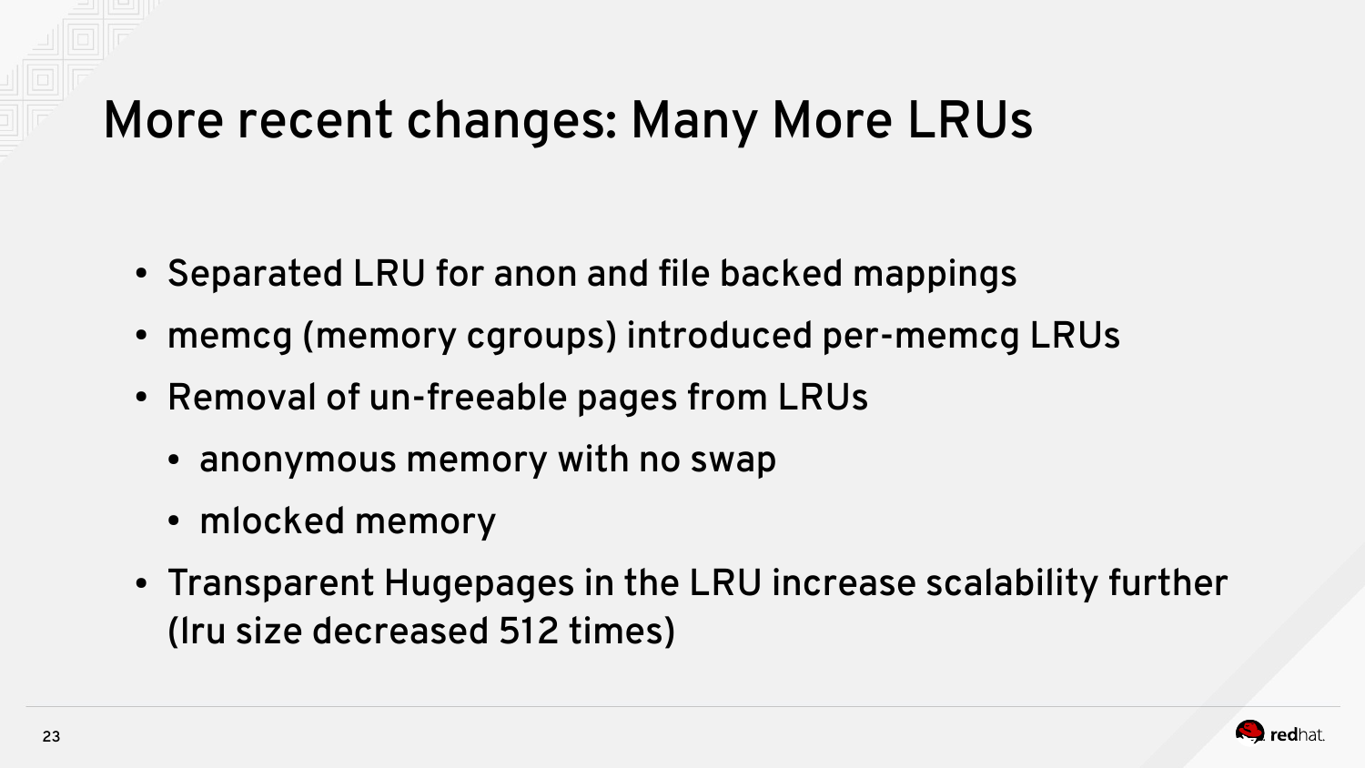# More recent changes: Many More LRUs

- Separated LRU for anon and file backed mappings
- memcg (memory cgroups) introduced per-memcg LRUs
- Removal of un-freeable pages from LRUs
  - anonymous memory with no swap
  - mlocked memory
- Transparent Hugepages in the LRU increase scalability further (lru size decreased 512 times)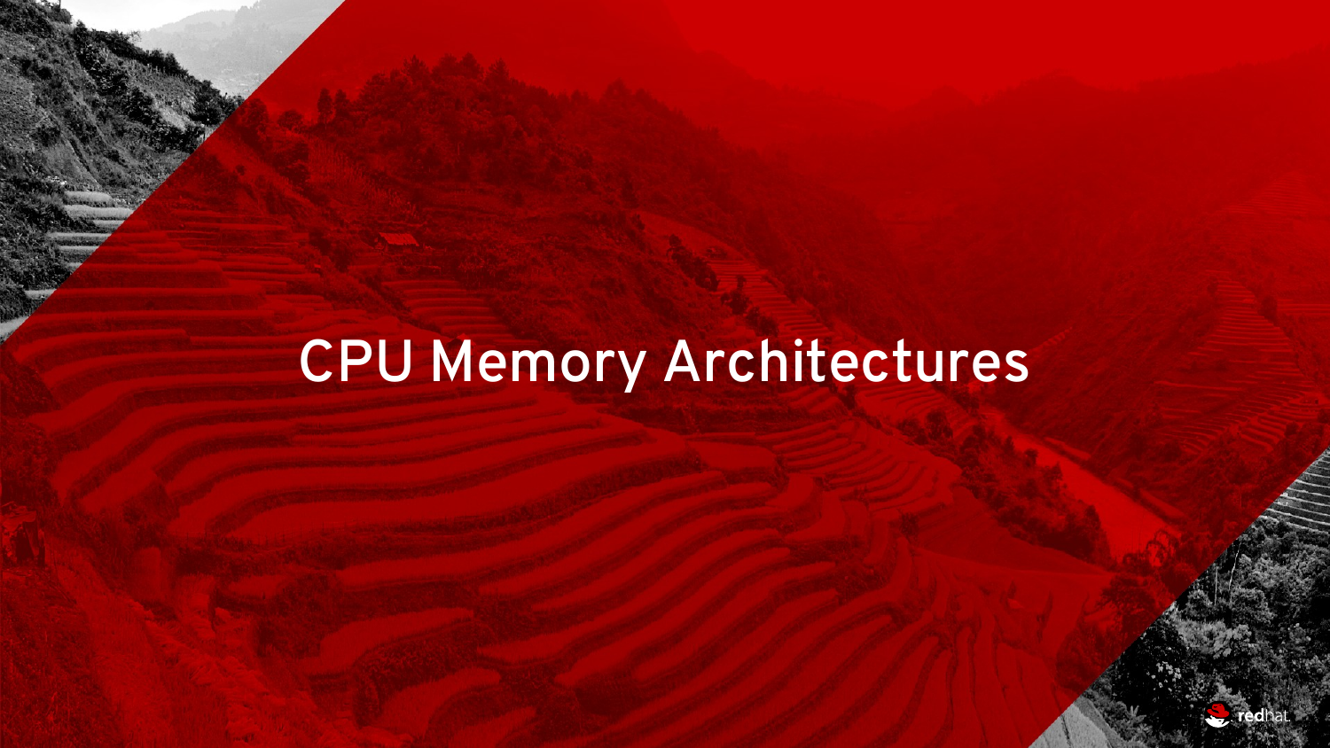# CPU Memory Architectures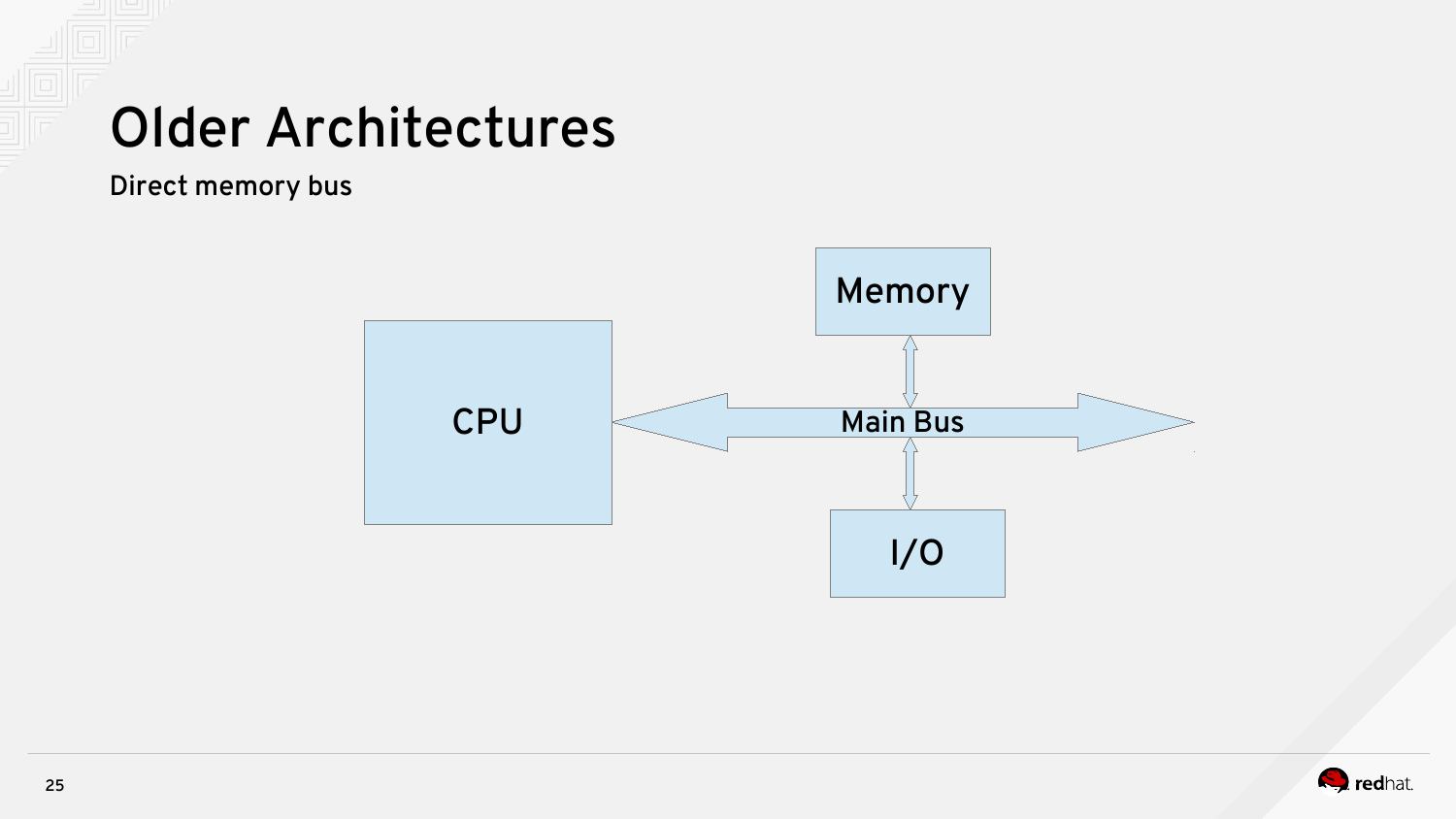# Older Architectures

Direct memory bus

Memory

CPU

Main Bus

I/O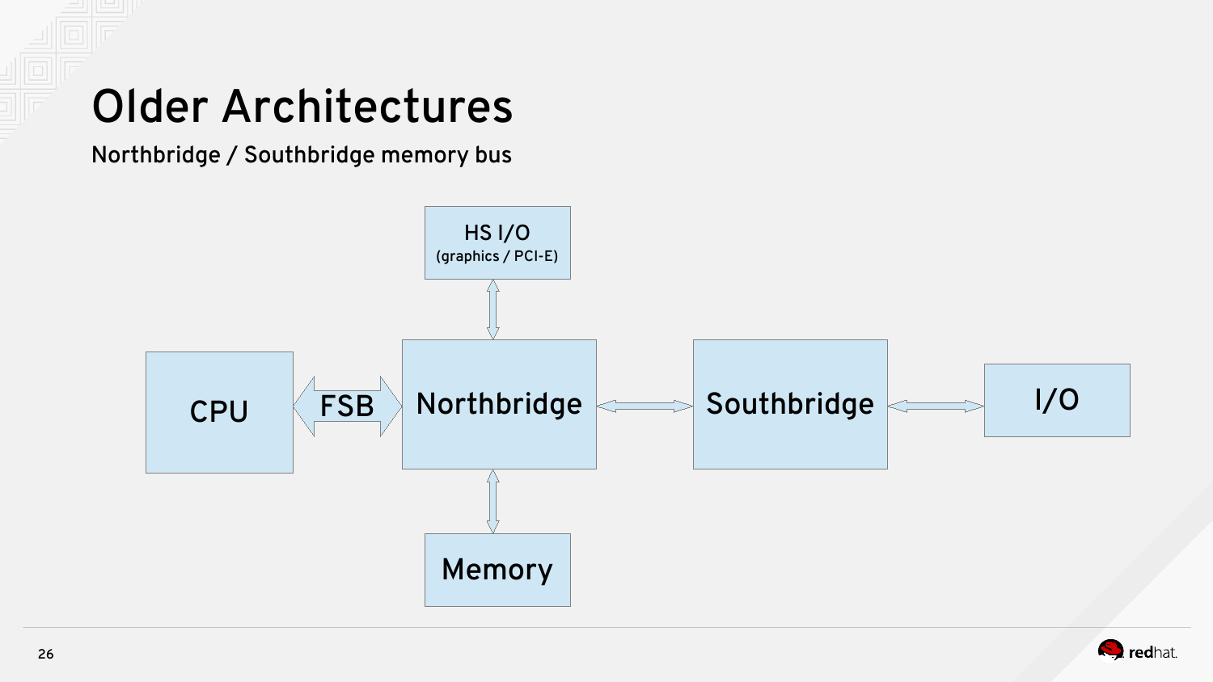# Older Architectures

Northbridge / Southbridge memory bus

HS I/O
(graphics / PCI-E)

CPU

FSB

Northbridge

Southbridge

I/O

Memory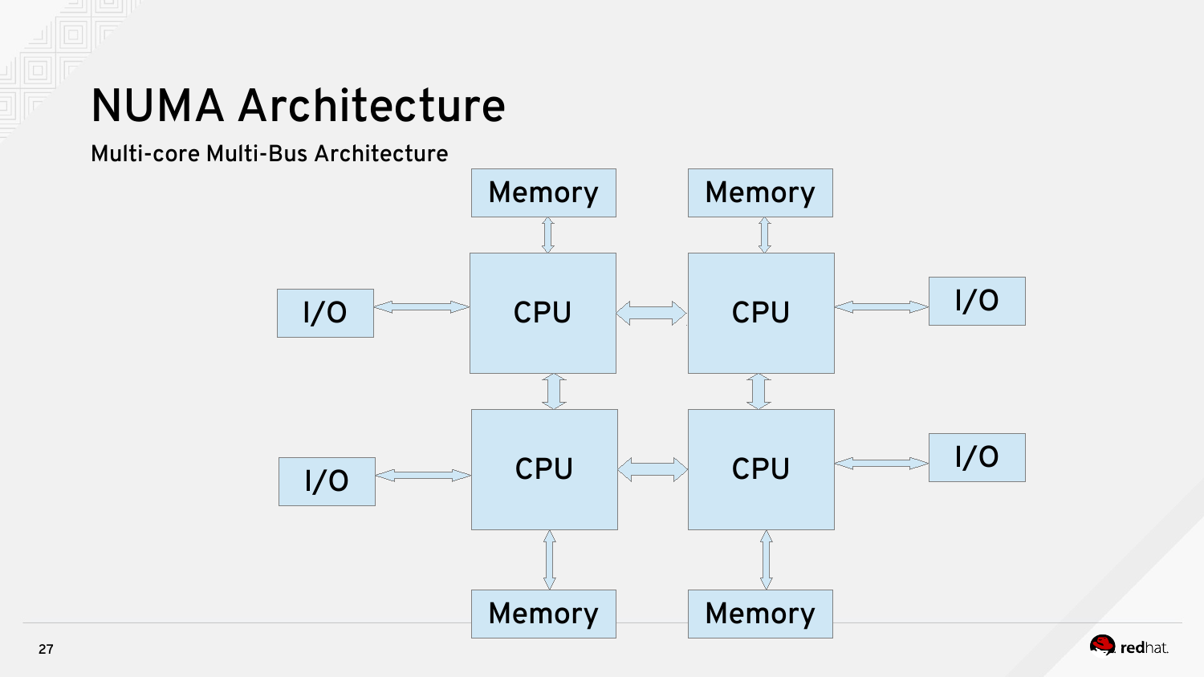# NUMA Architecture

Multi-core Multi-Bus Architecture

Memory

Memory

I/O

CPU

CPU

I/O

I/O

CPU

CPU

I/O

Memory

Memory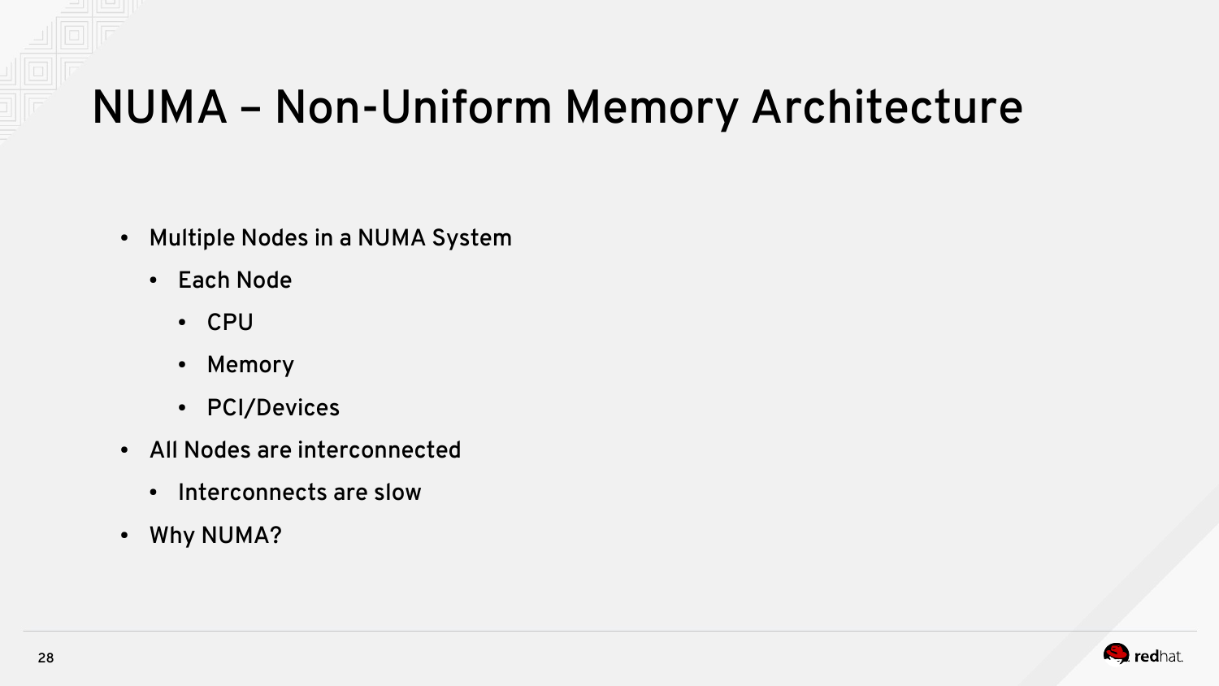# NUMA – Non-Uniform Memory Architecture

- Multiple Nodes in a NUMA System
  - Each Node
    - CPU
    - Memory
    - PCI/Devices
- All Nodes are interconnected
  - Interconnects are slow
- Why NUMA?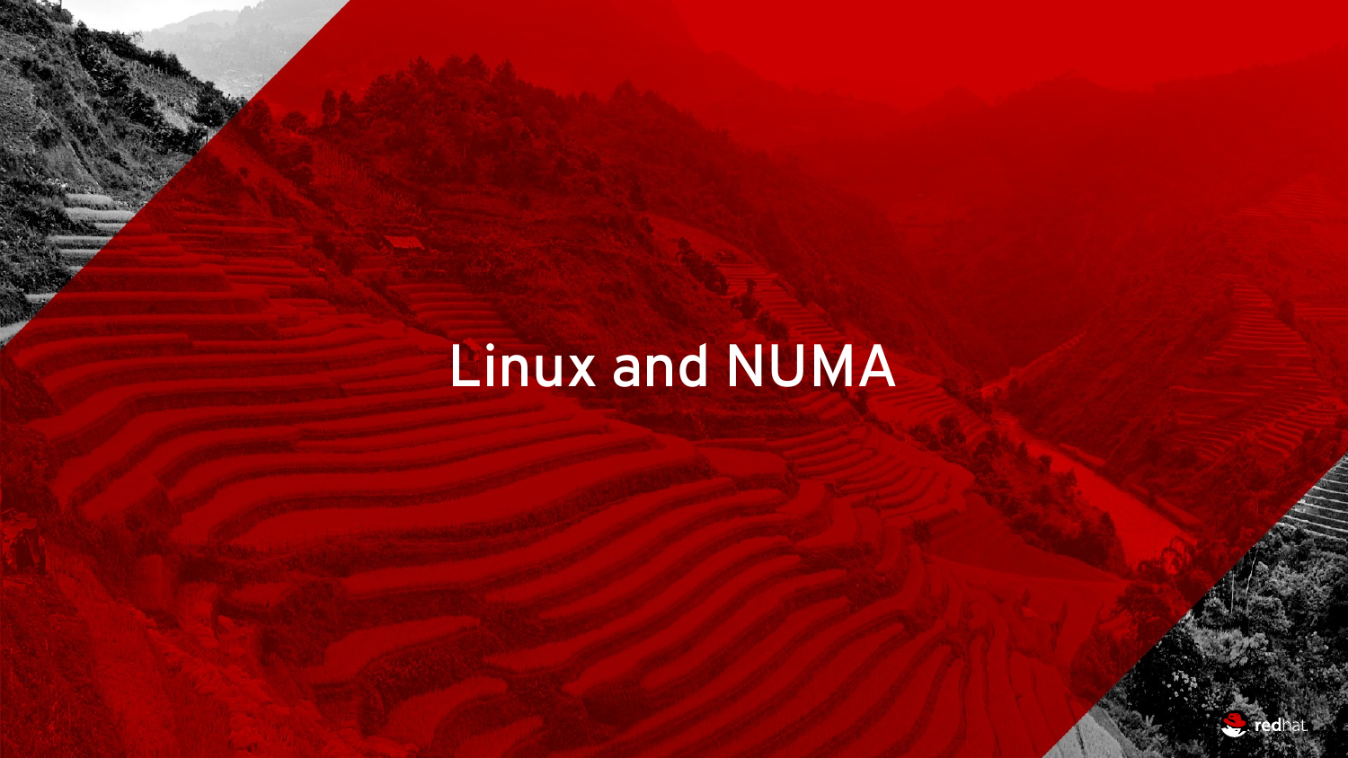# Linux and NUMA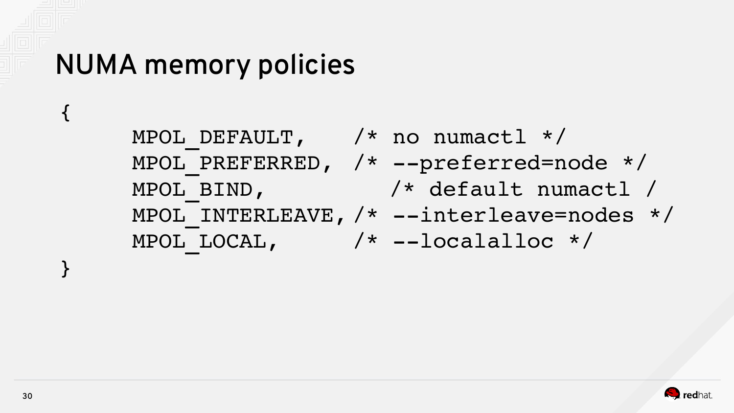# NUMA memory policies

```
{
        MPOL_DEFAULT,    /* no numactl */
        MPOL_PREFERRED, /* --preferred=node */
        MPOL_BIND,          /* default numactl /
        MPOL_INTERLEAVE,/* --interleave=nodes */
        MPOL_LOCAL,      /* --localalloc */
}
```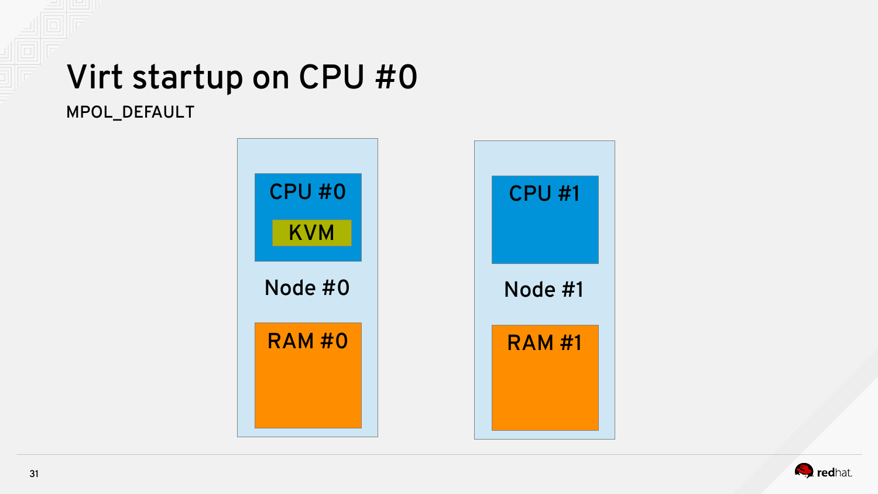# Virt startup on CPU #0

MPOL_DEFAULT

CPU #0

KVM

Node #0

RAM #0

CPU #1

Node #1

RAM #1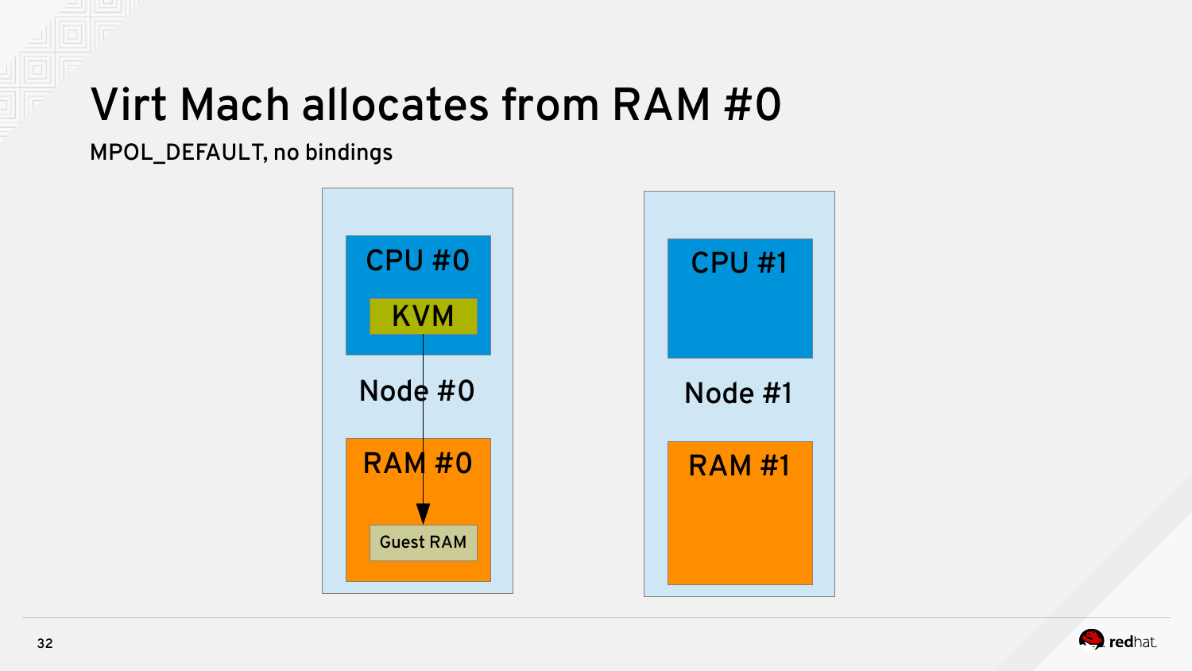# Virt Mach allocates from RAM #0

MPOL_DEFAULT, no bindings

CPU #0

KVM

Node #0

RAM #0

Guest RAM

CPU #1

Node #1

RAM #1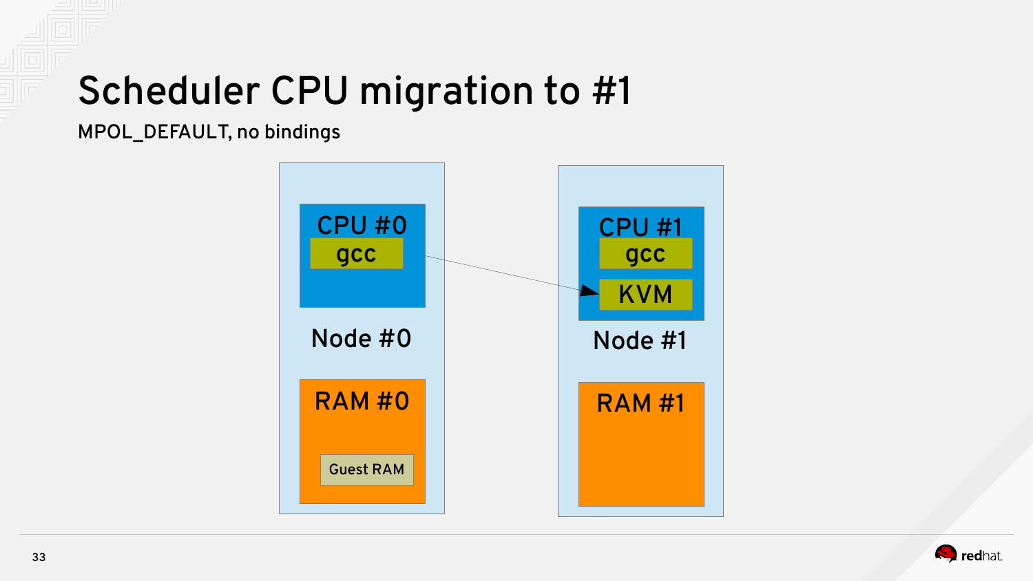# Scheduler CPU migration to #1

MPOL_DEFAULT, no bindings

CPU #0
gcc

Node #0

RAM #0
Guest RAM

CPU #1
gcc
KVM

Node #1

RAM #1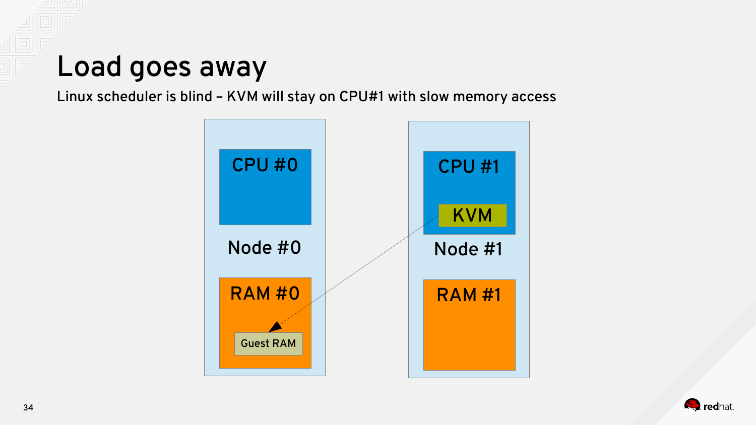# Load goes away

Linux scheduler is blind – KVM will stay on CPU#1 with slow memory access

CPU #0

Node #0

RAM #0

Guest RAM

CPU #1

KVM

Node #1

RAM #1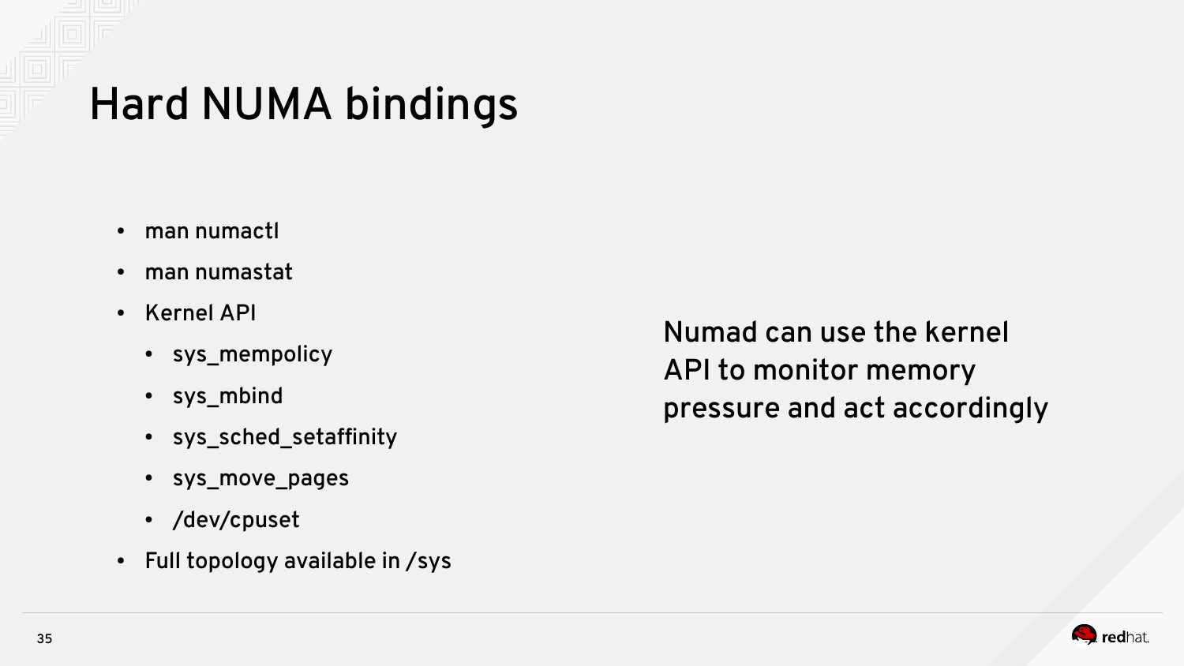# Hard NUMA bindings

- man numactl
- man numastat
- Kernel API
  - sys_mempolicy
  - sys_mbind
  - sys_sched_setaffinity
  - sys_move_pages
  - /dev/cpuset
- Full topology available in /sys

Numad can use the kernel API to monitor memory pressure and act accordingly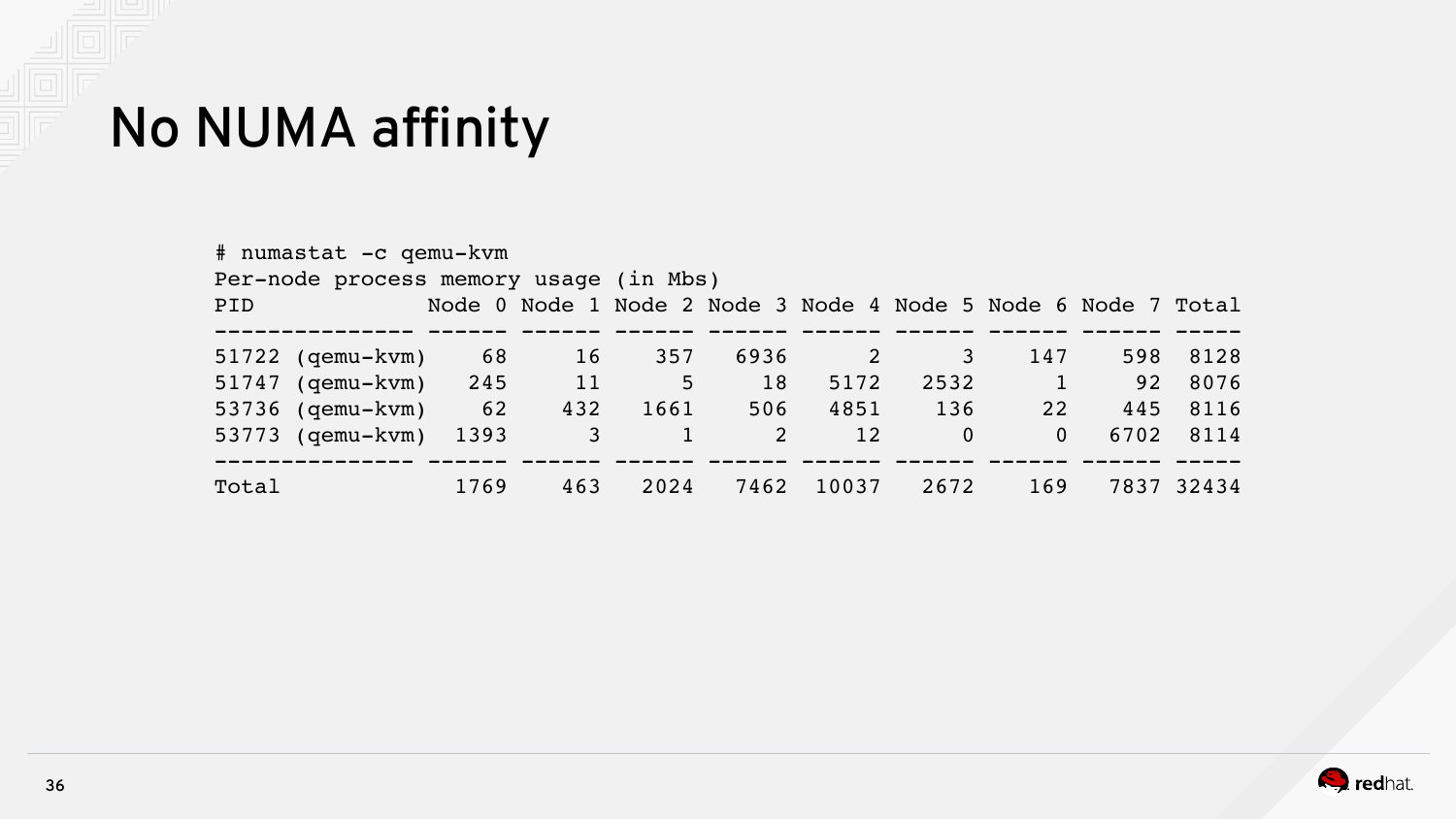# No NUMA affinity

```
# numastat -c qemu-kvm
Per-node process memory usage (in Mbs)
PID              Node 0 Node 1 Node 2 Node 3 Node 4 Node 5 Node 6 Node 7 Total
---------------  ------ ------ ------ ------ ------ ------ ------ ------ -----
51722 (qemu-kvm)     68     16    357   6936      2      3    147    598  8128
51747 (qemu-kvm)    245     11      5     18   5172   2532      1     92  8076
53736 (qemu-kvm)     62    432   1661    506   4851    136     22    445  8116
53773 (qemu-kvm)   1393      3      1      2     12      0      0   6702  8114
---------------  ------ ------ ------ ------ ------ ------ ------ ------ -----
Total              1769    463   2024   7462  10037   2672    169   7837 32434
```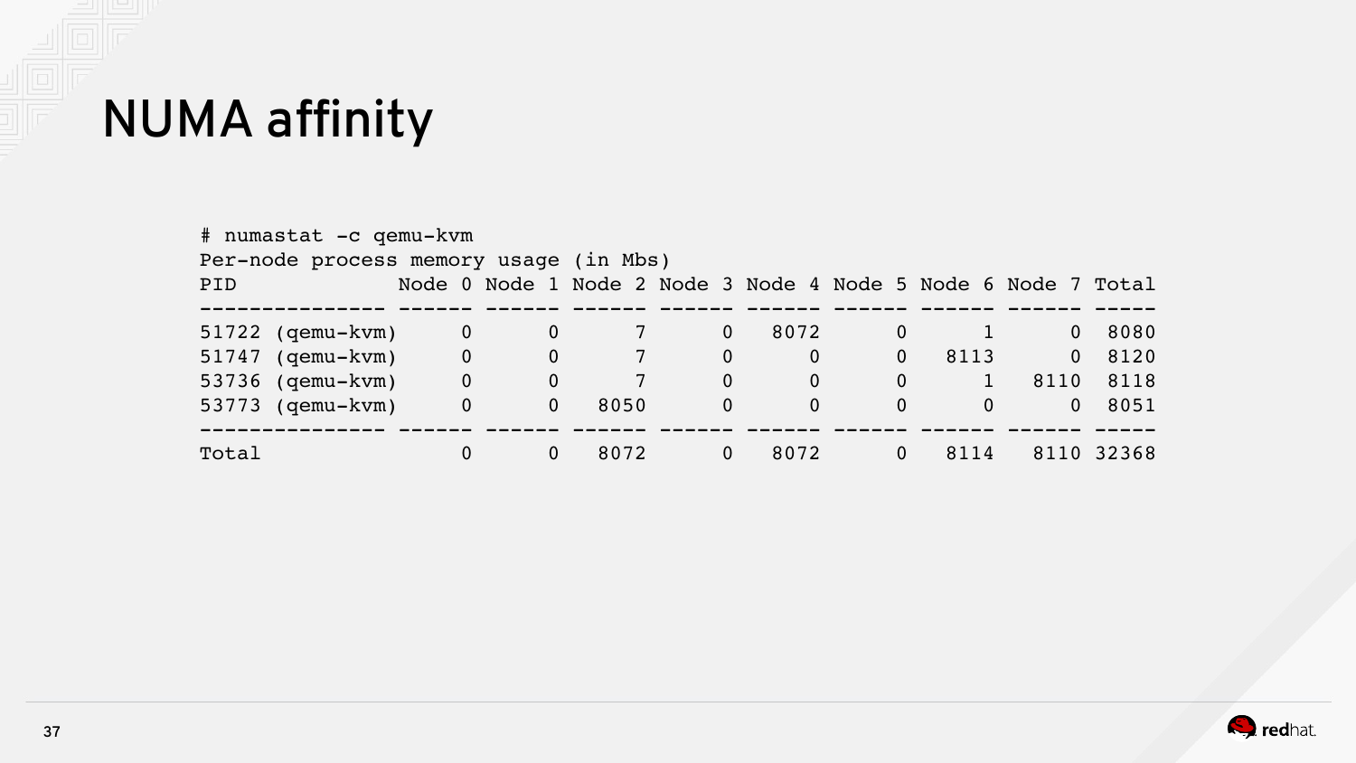# NUMA affinity

```
# numastat -c qemu-kvm
Per-node process memory usage (in Mbs)
PID              Node 0 Node 1 Node 2 Node 3 Node 4 Node 5 Node 6 Node 7 Total
---------------  ------ ------ ------ ------ ------ ------ ------ ------ -----
51722 (qemu-kvm)      0      0      7      0   8072      0      1      0  8080
51747 (qemu-kvm)      0      0      7      0      0      0   8113      0  8120
53736 (qemu-kvm)      0      0      7      0      0      0      1   8110  8118
53773 (qemu-kvm)      0      0   8050      0      0      0      0      0  8051
---------------  ------ ------ ------ ------ ------ ------ ------ ------ -----
Total                 0      0   8072      0   8072      0   8114   8110 32368
```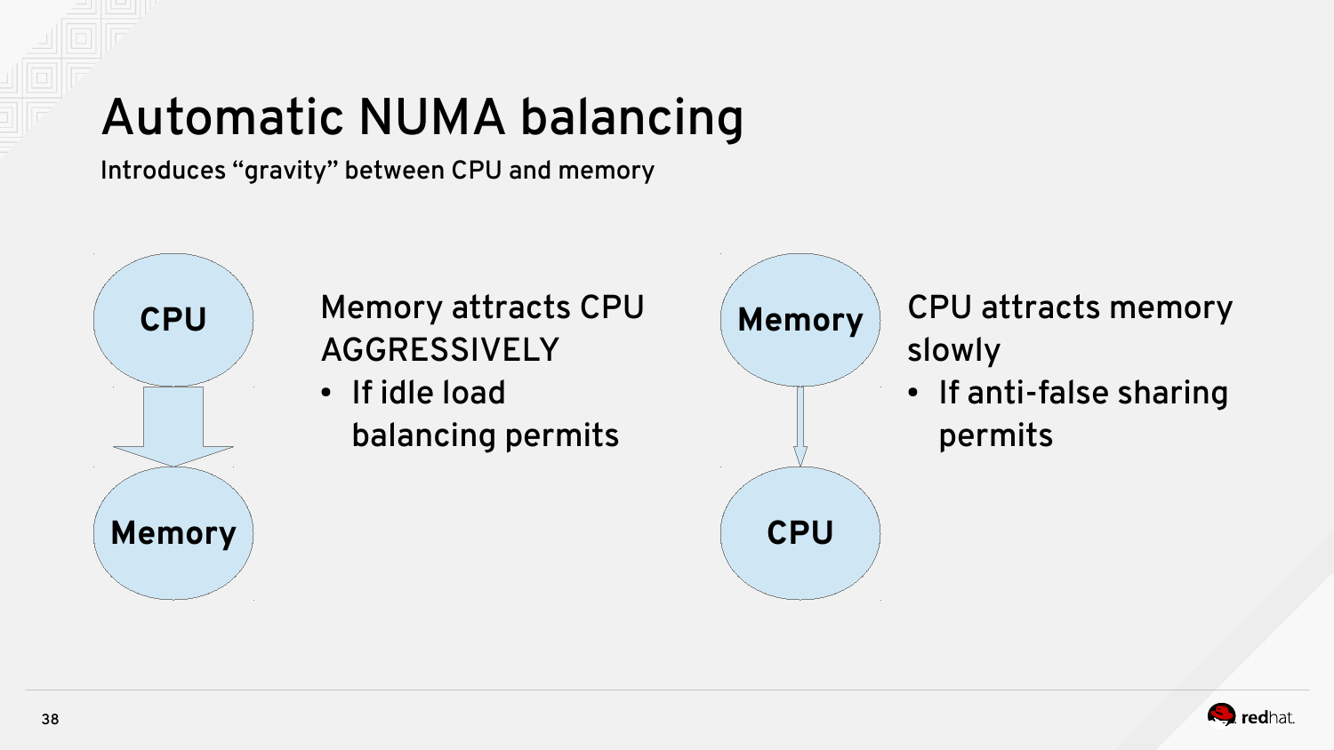# Automatic NUMA balancing

Introduces “gravity” between CPU and memory

CPU

Memory

Memory attracts CPU AGGRESSIVELY

- If idle load balancing permits

Memory

CPU

CPU attracts memory slowly

- If anti-false sharing permits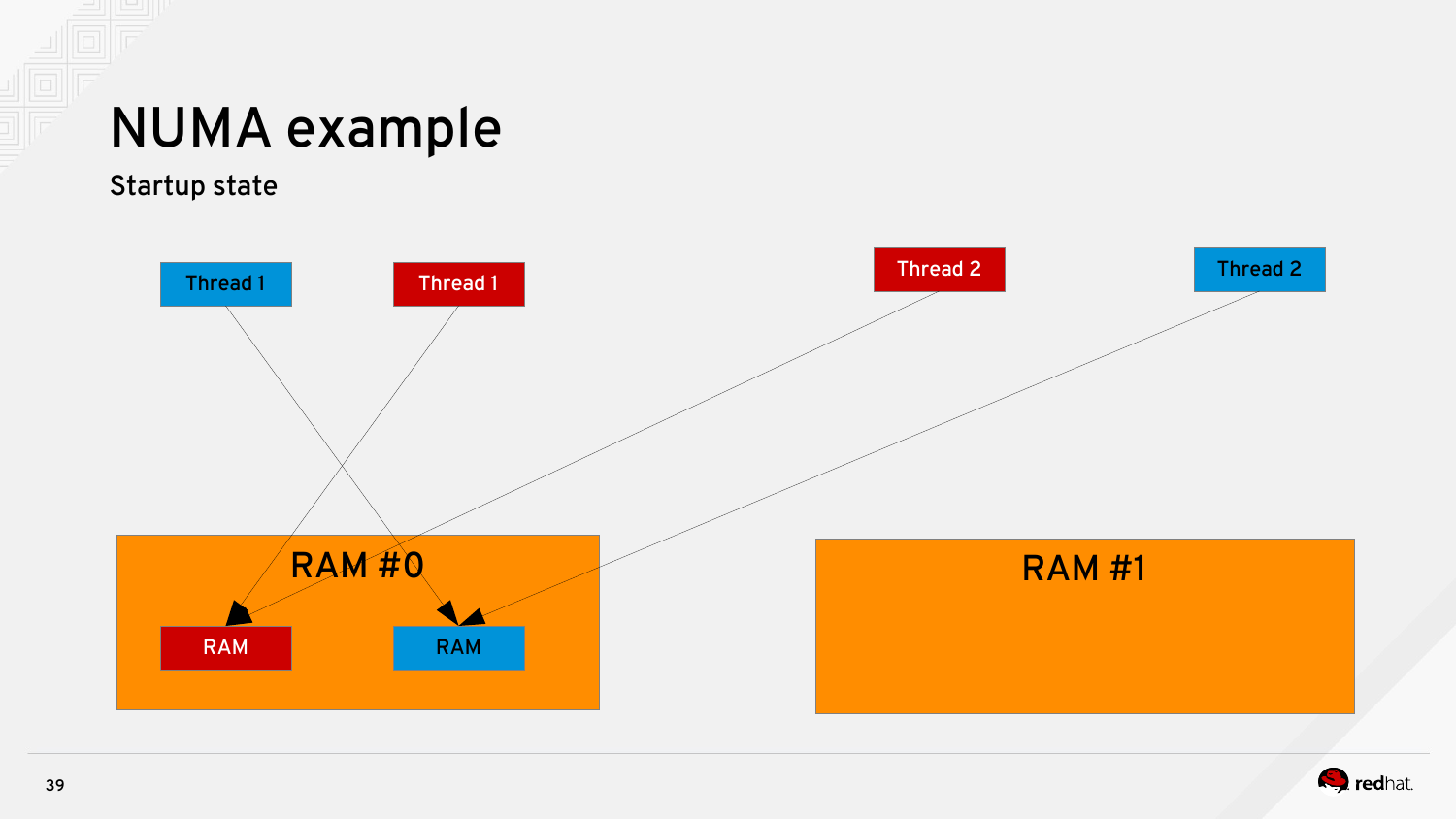# NUMA example

## Startup state

Thread 1

Thread 1

Thread 2

Thread 2

RAM #0

RAM

RAM

RAM #1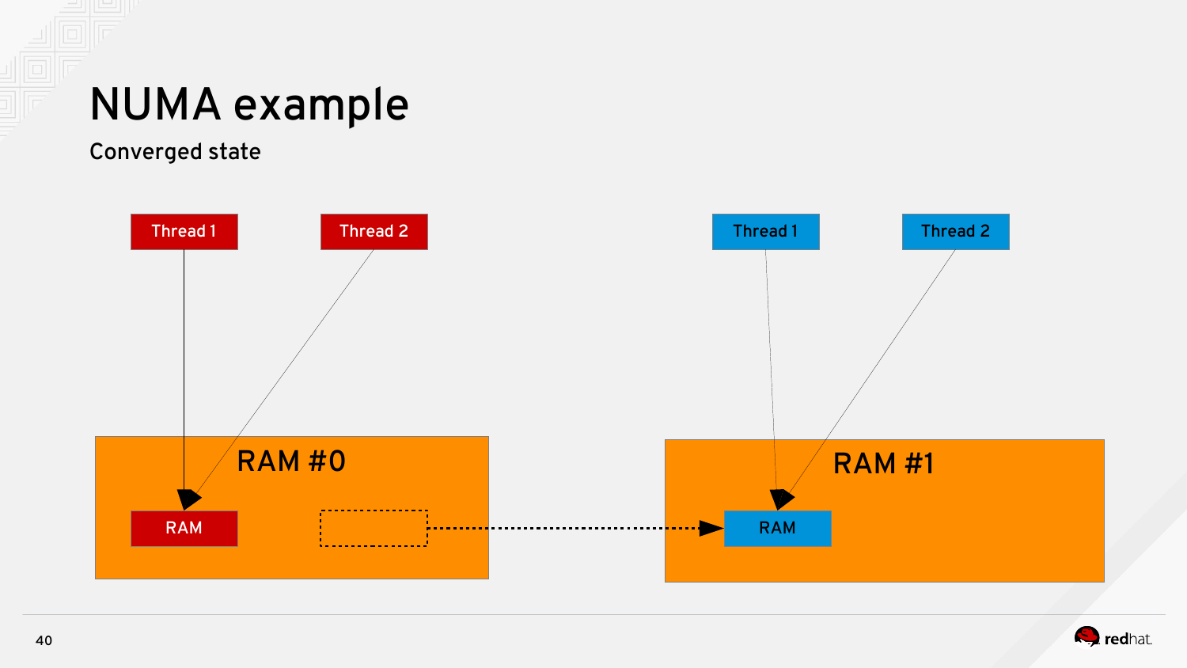# NUMA example

## Converged state

Thread 1

Thread 2

Thread 1

Thread 2

RAM #0

RAM

RAM #1

RAM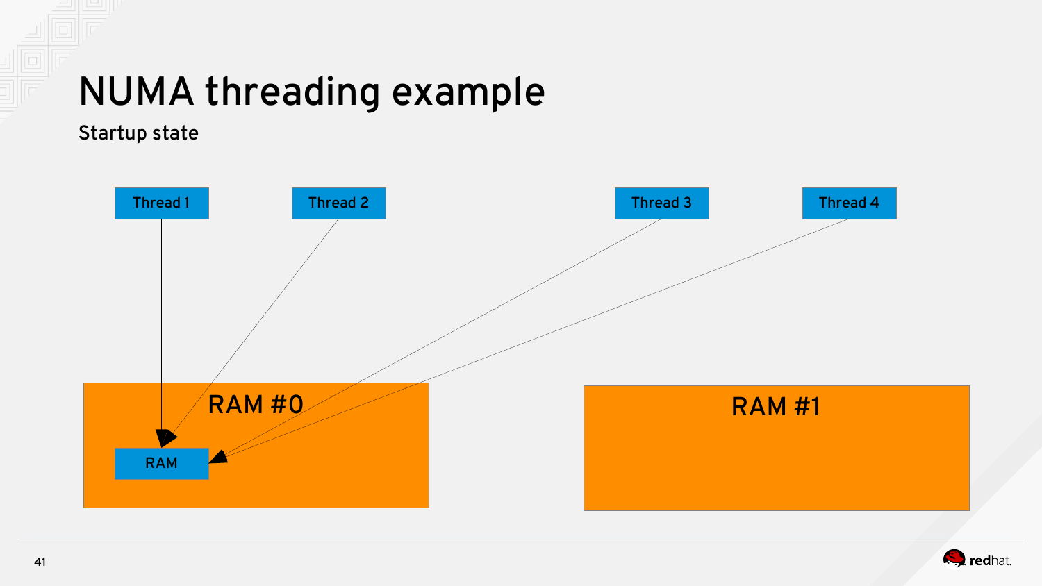# NUMA threading example

Startup state

Thread 1

Thread 2

Thread 3

Thread 4

RAM #0

RAM

RAM #1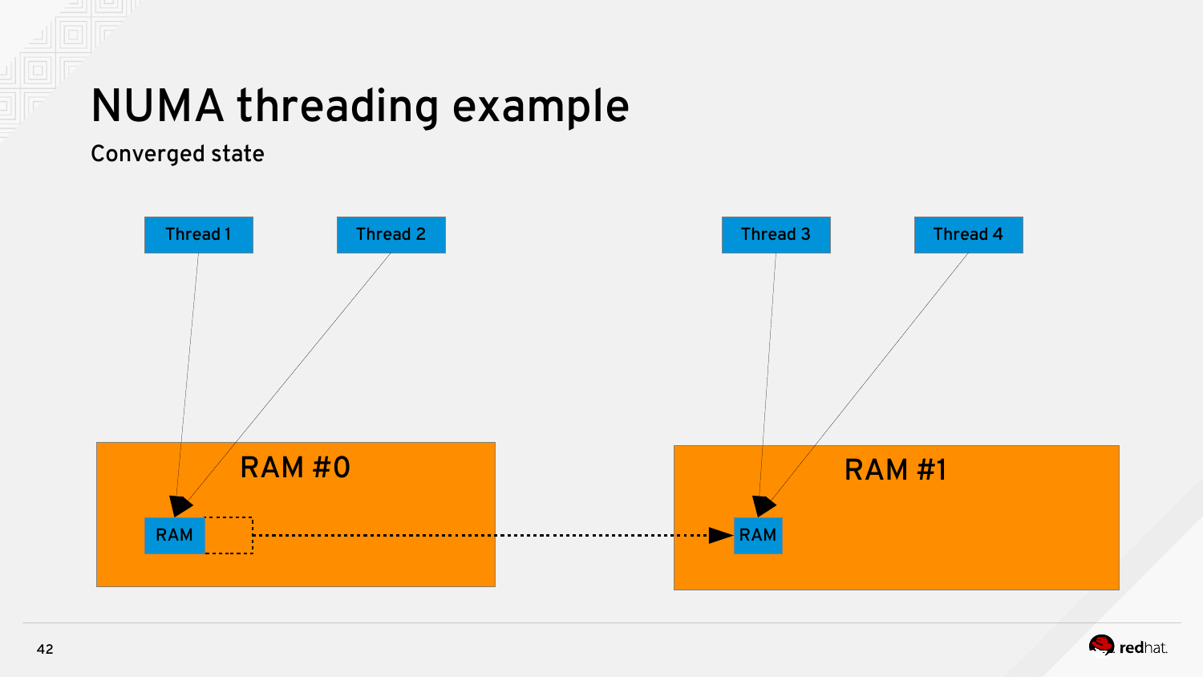# NUMA threading example

Converged state

Thread 1

Thread 2

Thread 3

Thread 4

RAM #0

RAM

RAM #1

RAM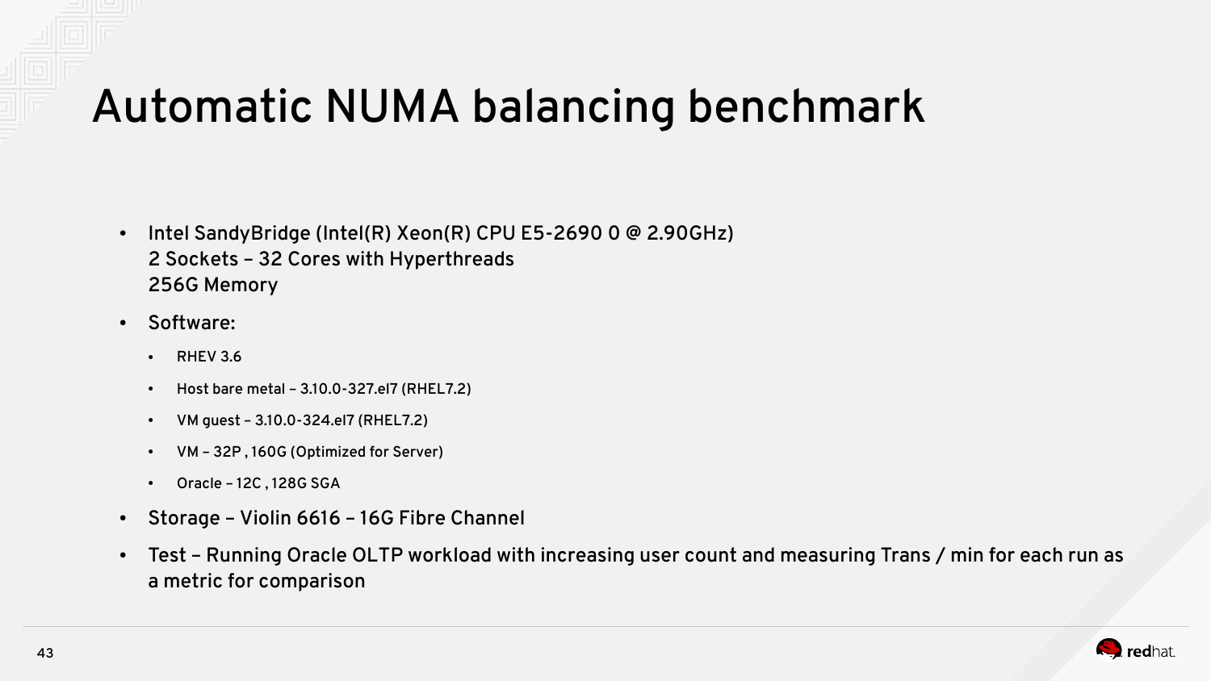# Automatic NUMA balancing benchmark

- Intel SandyBridge (Intel(R) Xeon(R) CPU E5-2690 0 @ 2.90GHz)
  2 Sockets – 32 Cores with Hyperthreads
  256G Memory
- Software:
  - RHEV 3.6
  - Host bare metal – 3.10.0-327.el7 (RHEL7.2)
  - VM guest – 3.10.0-324.el7 (RHEL7.2)
  - VM – 32P , 160G (Optimized for Server)
  - Oracle – 12C , 128G SGA
- Storage – Violin 6616 – 16G Fibre Channel
- Test – Running Oracle OLTP workload with increasing user count and measuring Trans / min for each run as a metric for comparison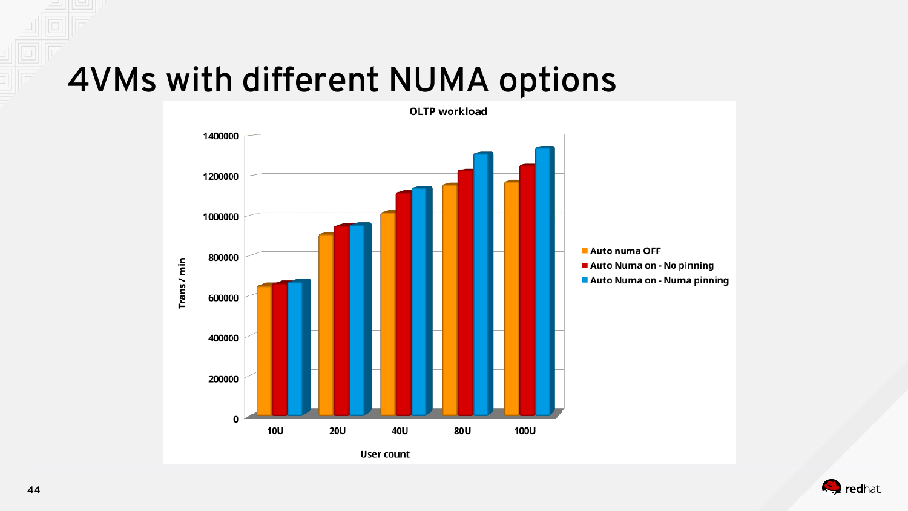# 4VMs with different NUMA options

OLTP workload

Trans / min

1400000
1200000
1000000
800000
600000
400000
200000
0

10U 20U 40U 80U 100U

User count

- Auto numa OFF
- Auto Numa on - No pinning
- Auto Numa on - Numa pinning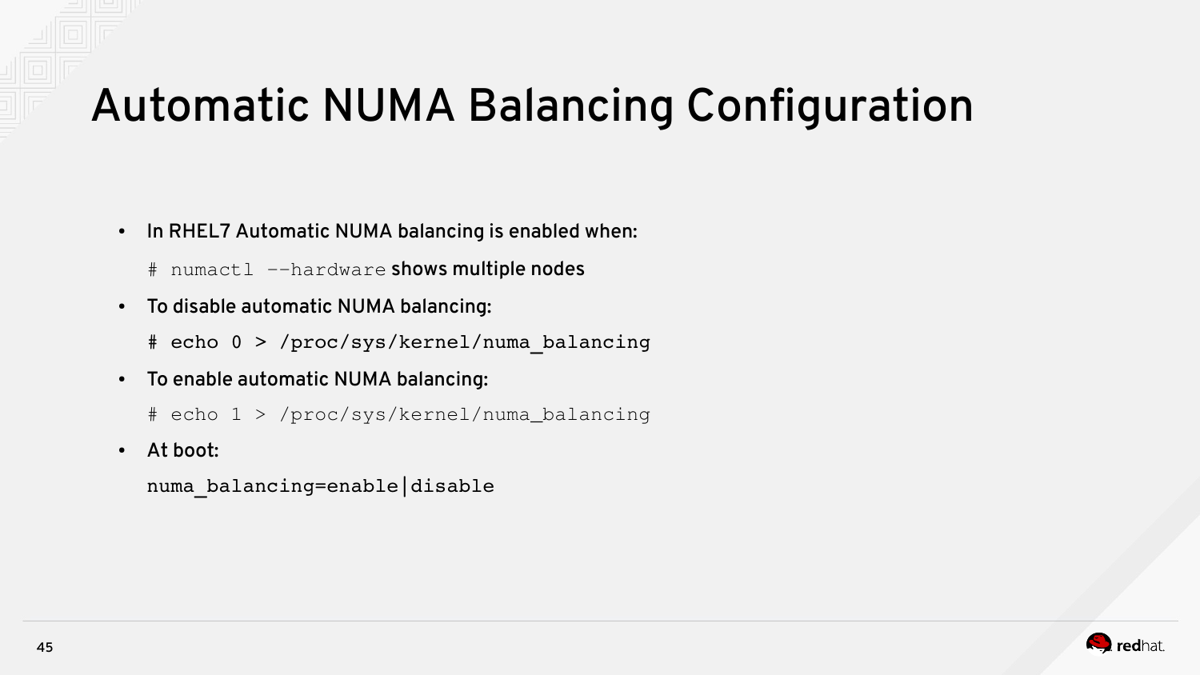# Automatic NUMA Balancing Configuration

- In RHEL7 Automatic NUMA balancing is enabled when:

  `# numactl --hardware` shows multiple nodes

- To disable automatic NUMA balancing:

  ```
  # echo 0 > /proc/sys/kernel/numa_balancing
  ```

- To enable automatic NUMA balancing:

  ```
  # echo 1 > /proc/sys/kernel/numa_balancing
  ```

- At boot:

  ```
  numa_balancing=enable|disable
  ```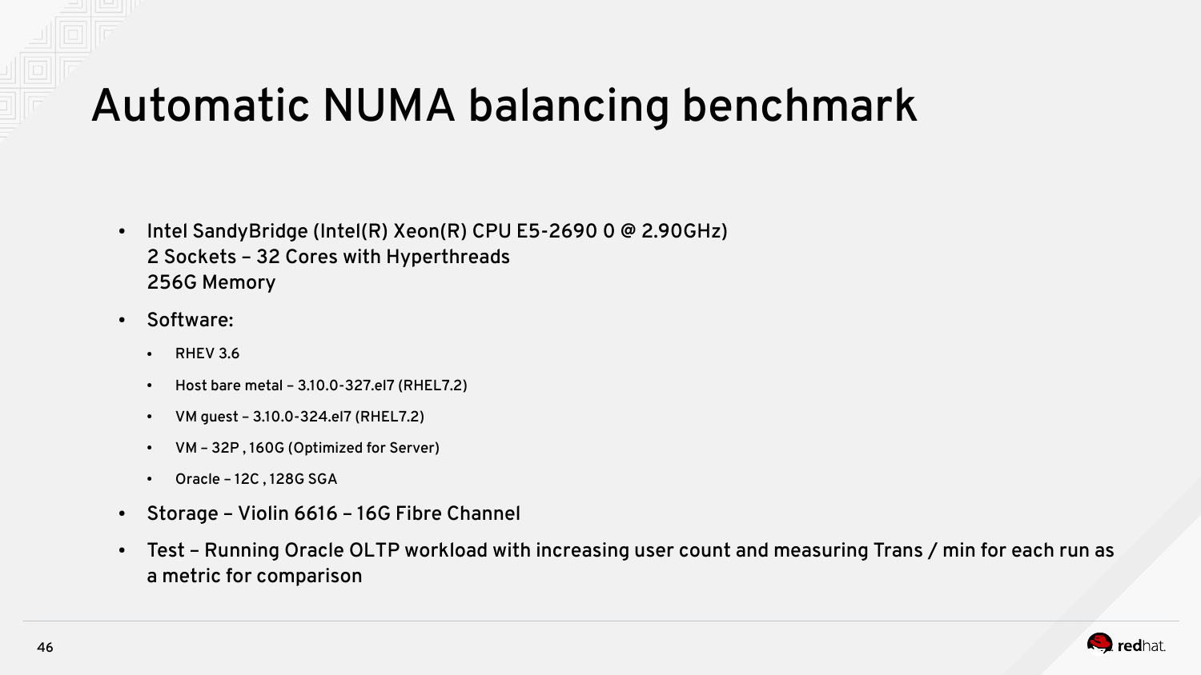# Automatic NUMA balancing benchmark

- Intel SandyBridge (Intel(R) Xeon(R) CPU E5-2690 0 @ 2.90GHz)
  2 Sockets – 32 Cores with Hyperthreads
  256G Memory
- Software:
  - RHEV 3.6
  - Host bare metal – 3.10.0-327.el7 (RHEL7.2)
  - VM guest – 3.10.0-324.el7 (RHEL7.2)
  - VM – 32P , 160G (Optimized for Server)
  - Oracle – 12C , 128G SGA
- Storage – Violin 6616 – 16G Fibre Channel
- Test – Running Oracle OLTP workload with increasing user count and measuring Trans / min for each run as a metric for comparison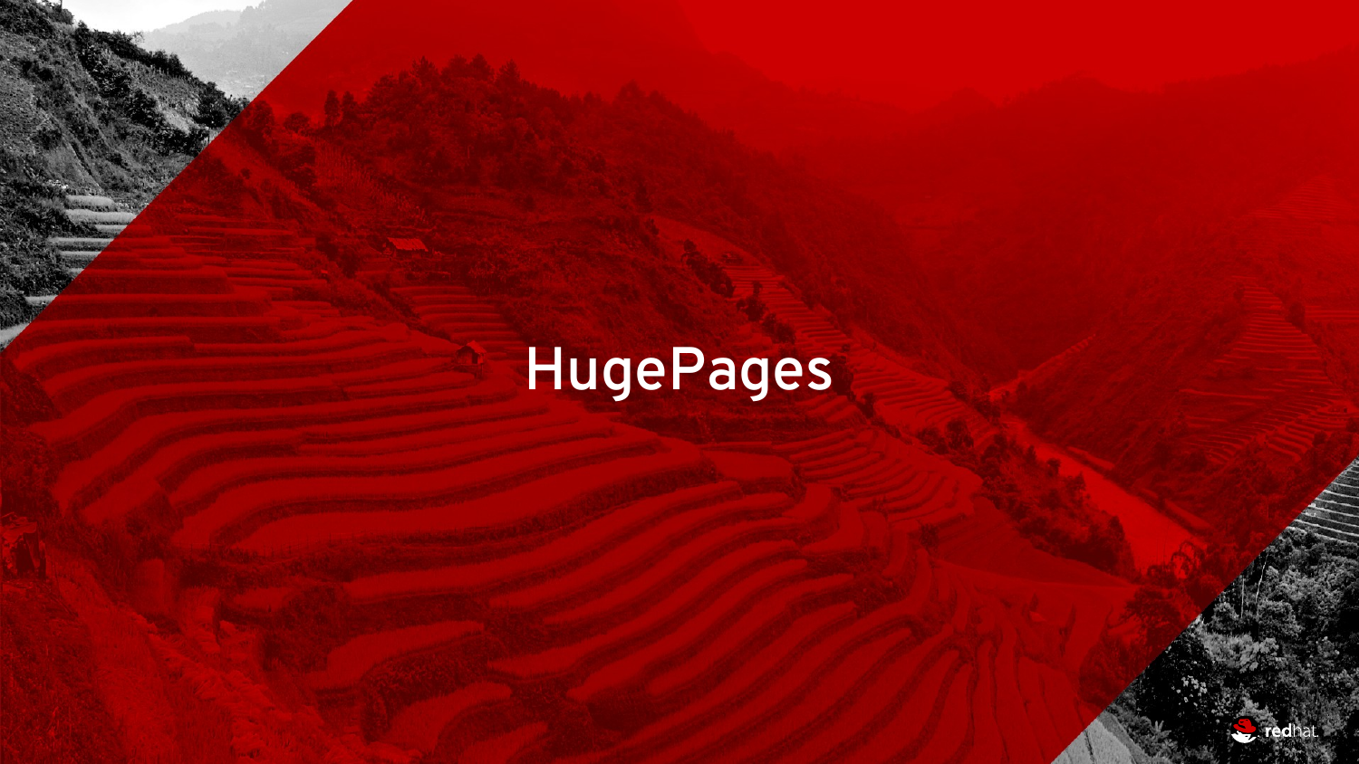# HugePages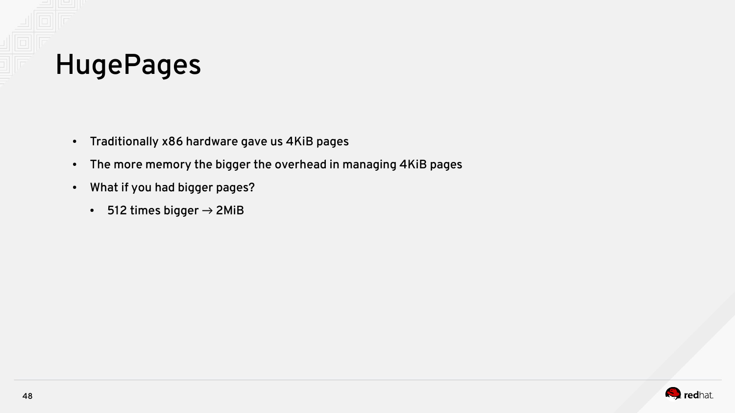# HugePages

- Traditionally x86 hardware gave us 4KiB pages
- The more memory the bigger the overhead in managing 4KiB pages
- What if you had bigger pages?
  - 512 times bigger → 2MiB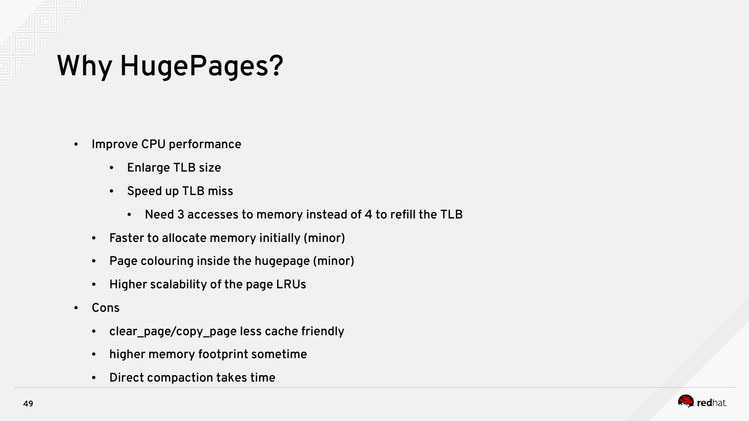# Why HugePages?

- Improve CPU performance
  - Enlarge TLB size
  - Speed up TLB miss
    - Need 3 accesses to memory instead of 4 to refill the TLB
  - Faster to allocate memory initially (minor)
  - Page colouring inside the hugepage (minor)
  - Higher scalability of the page LRUs
- Cons
  - clear_page/copy_page less cache friendly
  - higher memory footprint sometime
  - Direct compaction takes time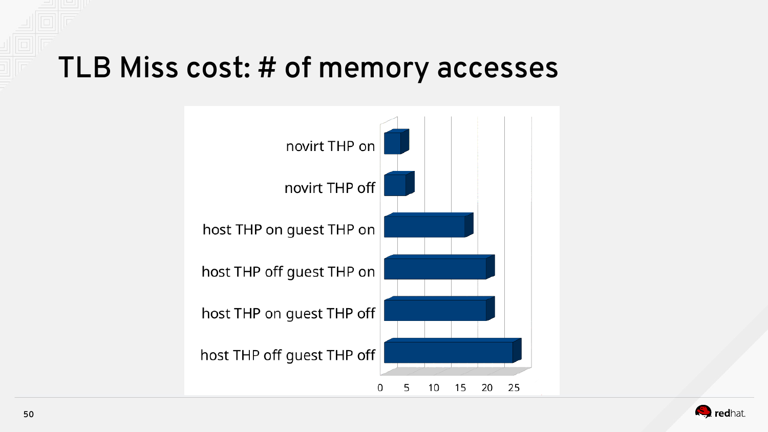# TLB Miss cost: # of memory accesses

novirt THP on

novirt THP off

host THP on guest THP on

host THP off guest THP on

host THP on guest THP off

host THP off guest THP off

0 5 10 15 20 25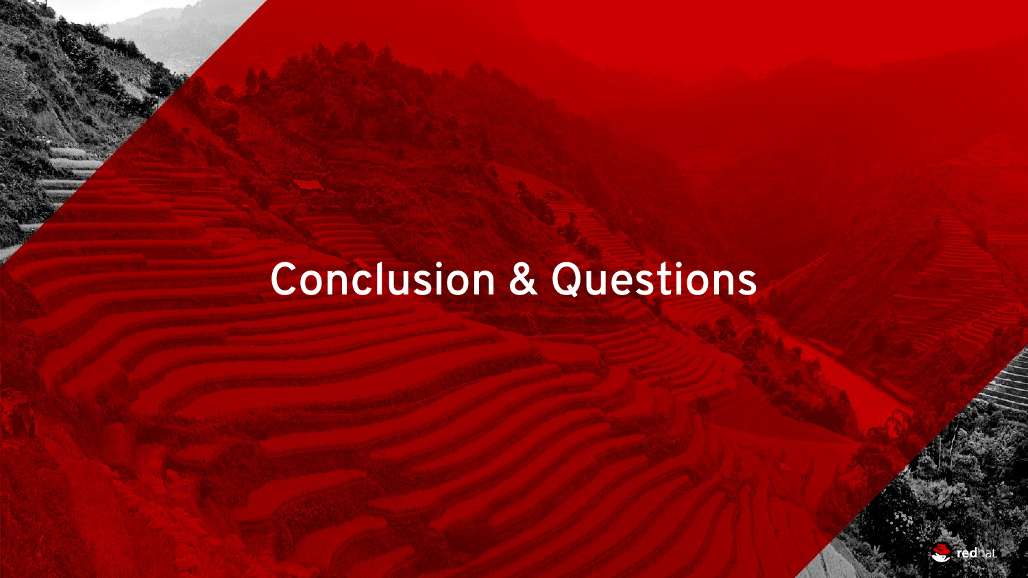# Conclusion & Questions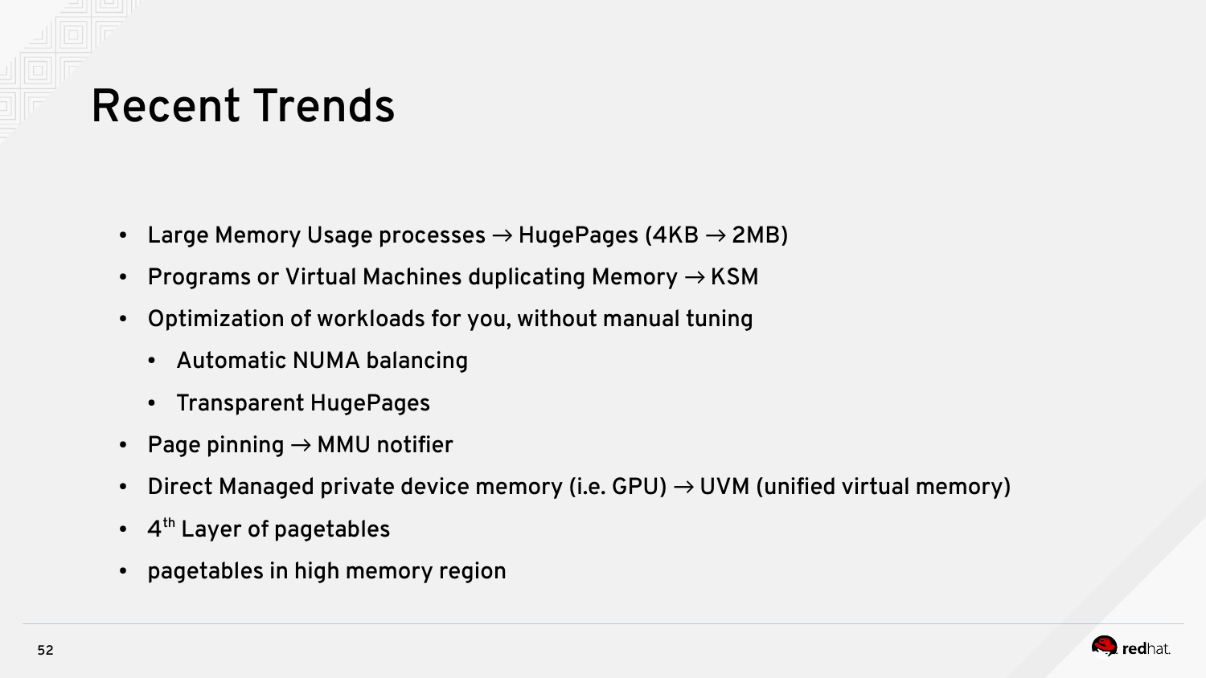# Recent Trends

- Large Memory Usage processes → HugePages (4KB → 2MB)
- Programs or Virtual Machines duplicating Memory → KSM
- Optimization of workloads for you, without manual tuning
  - Automatic NUMA balancing
  - Transparent HugePages
- Page pinning → MMU notifier
- Direct Managed private device memory (i.e. GPU) → UVM (unified virtual memory)
- $4^{th}$ Layer of pagetables
- pagetables in high memory region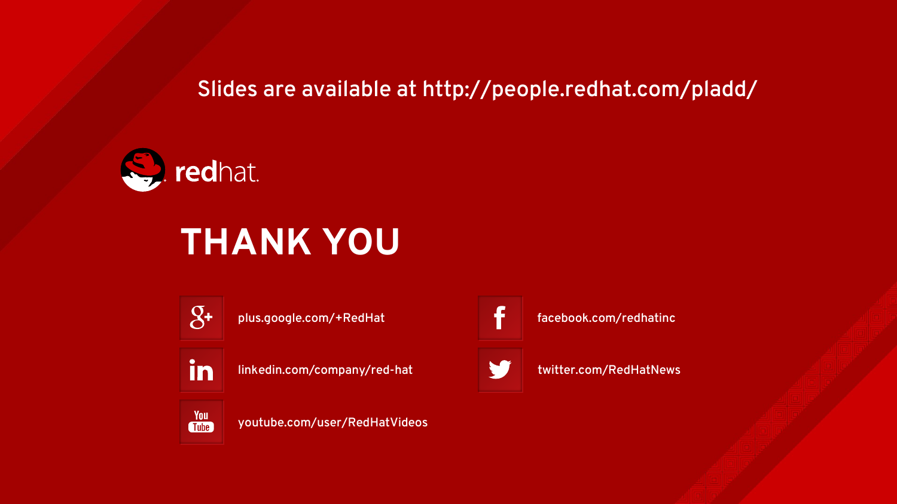Slides are available at http://people.redhat.com/pladd/

redhat.

# THANK YOU

plus.google.com/+RedHat

linkedin.com/company/red-hat

youtube.com/user/RedHatVideos

facebook.com/redhatinc

twitter.com/RedHatNews